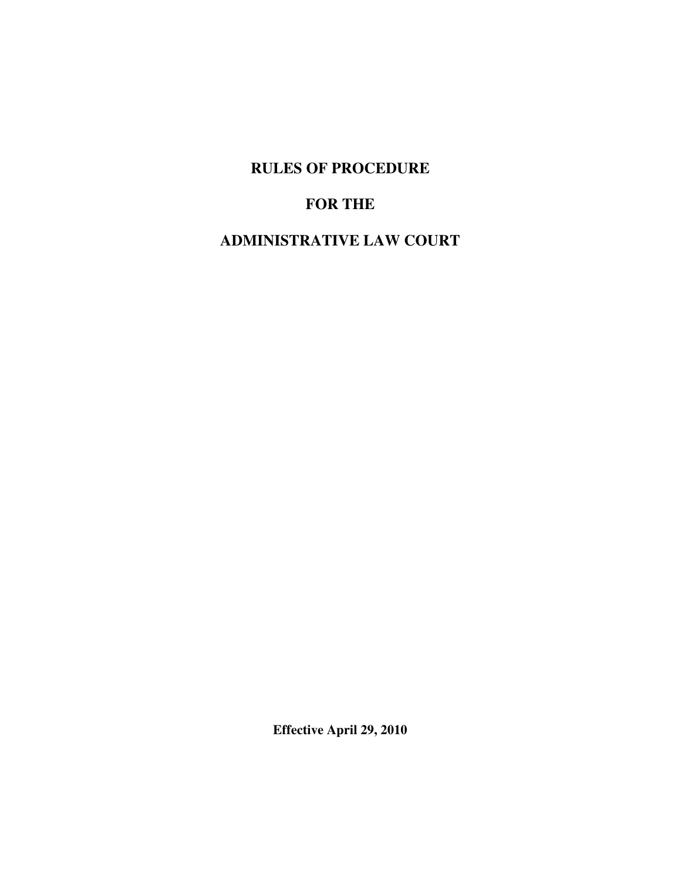# RULES OF PROCEDURE

# FOR THE

# ADMINISTRATIVE LAW COURT

**Effective April 29, 2010**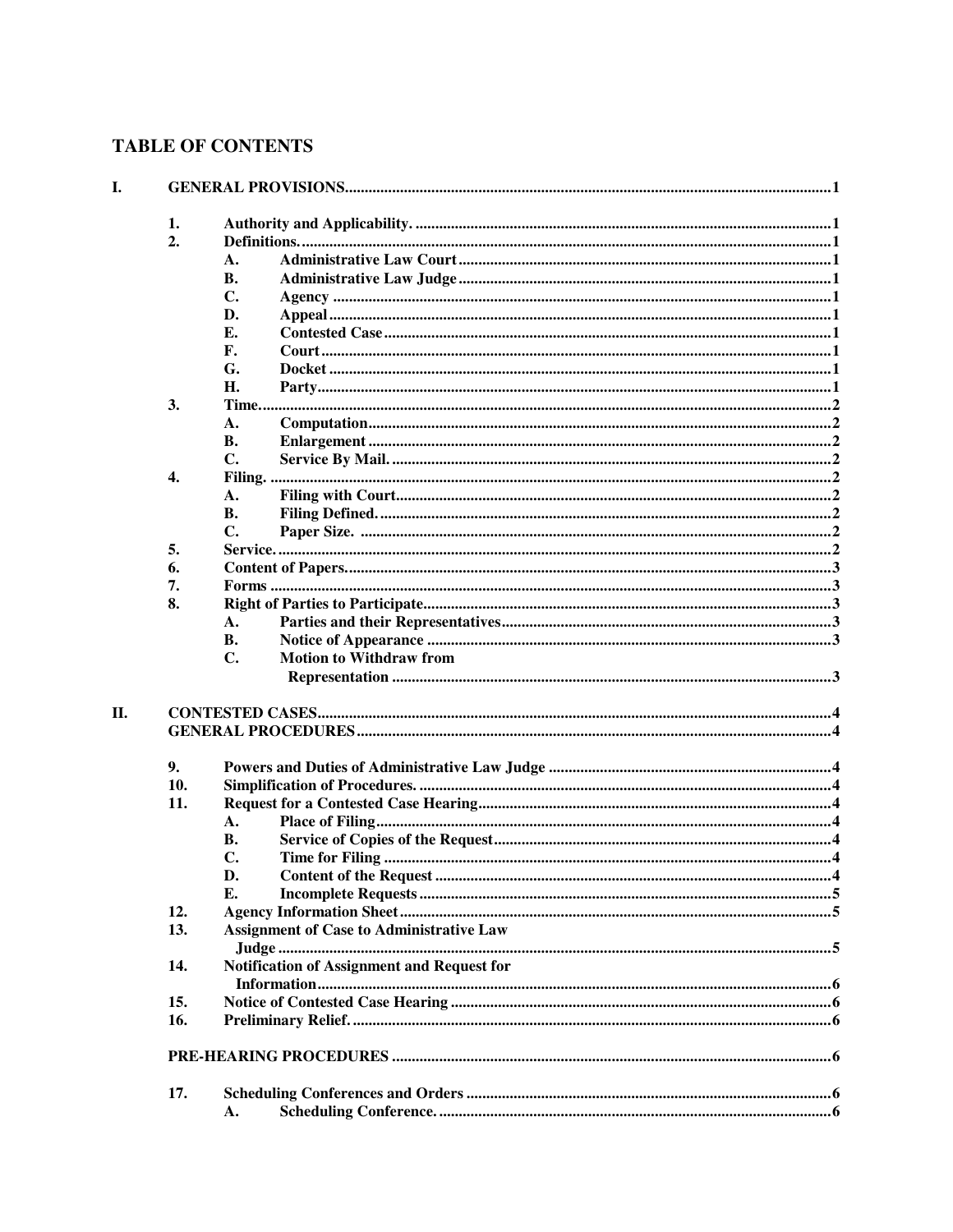# TABLE OF CONTENTS

**I. GENERAL PROVISIONS** .......... 1

- **1. Authority and Applicability.** .......... 1
- **2. Definitions.** .......... 1
  - **A. Administrative Law Court** .......... 1
  - **B. Administrative Law Judge** .......... 1
  - **C. Agency** .......... 1
  - **D. Appeal** .......... 1
  - **E. Contested Case** .......... 1
  - **F. Court** .......... 1
  - **G. Docket** .......... 1
  - **H. Party** .......... 1
- **3. Time.** .......... 2
  - **A. Computation** .......... 2
  - **B. Enlargement** .......... 2
  - **C. Service By Mail.** .......... 2
- **4. Filing.** .......... 2
  - **A. Filing with Court** .......... 2
  - **B. Filing Defined.** .......... 2
  - **C. Paper Size.** .......... 2
- **5. Service.** .......... 2
- **6. Content of Papers** .......... 3
- **7. Forms** .......... 3
- **8. Right of Parties to Participate** .......... 3
  - **A. Parties and their Representatives** .......... 3
  - **B. Notice of Appearance** .......... 3
  - **C. Motion to Withdraw from Representation** .......... 3

**II. CONTESTED CASES** .......... 4

**GENERAL PROCEDURES** .......... 4

- **9. Powers and Duties of Administrative Law Judge** .......... 4
- **10. Simplification of Procedures.** .......... 4
- **11. Request for a Contested Case Hearing** .......... 4
  - **A. Place of Filing** .......... 4
  - **B. Service of Copies of the Request** .......... 4
  - **C. Time for Filing** .......... 4
  - **D. Content of the Request** .......... 4
  - **E. Incomplete Requests** .......... 5
- **12. Agency Information Sheet** .......... 5
- **13. Assignment of Case to Administrative Law Judge** .......... 5
- **14. Notification of Assignment and Request for Information** .......... 6
- **15. Notice of Contested Case Hearing** .......... 6
- **16. Preliminary Relief.** .......... 6

**PRE-HEARING PROCEDURES** .......... 6

- **17. Scheduling Conferences and Orders** .......... 6
  - **A. Scheduling Conference.** .......... 6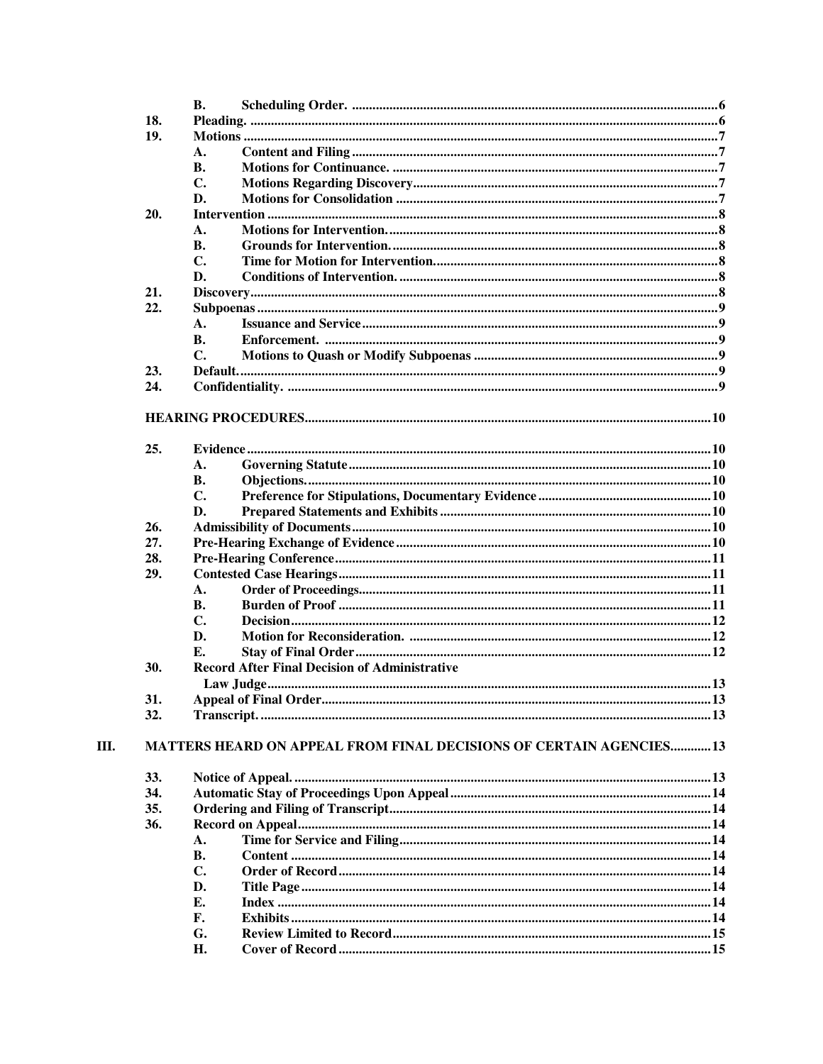| | | | |
|---|---|---|---|
| | B. | Scheduling Order. | 6 |
| 18. | Pleading. | | 6 |
| 19. | Motions | | 7 |
| | A. | Content and Filing | 7 |
| | B. | Motions for Continuance. | 7 |
| | C. | Motions Regarding Discovery | 7 |
| | D. | Motions for Consolidation | 7 |
| 20. | Intervention | | 8 |
| | A. | Motions for Intervention. | 8 |
| | B. | Grounds for Intervention. | 8 |
| | C. | Time for Motion for Intervention. | 8 |
| | D. | Conditions of Intervention. | 8 |
| 21. | Discovery | | 8 |
| 22. | Subpoenas | | 9 |
| | A. | Issuance and Service | 9 |
| | B. | Enforcement. | 9 |
| | C. | Motions to Quash or Modify Subpoenas | 9 |
| 23. | Default. | | 9 |
| 24. | Confidentiality. | | 9 |

**HEARING PROCEDURES** .......... 10

| | | | |
|---|---|---|---|
| 25. | Evidence | | 10 |
| | A. | Governing Statute | 10 |
| | B. | Objections. | 10 |
| | C. | Preference for Stipulations, Documentary Evidence | 10 |
| | D. | Prepared Statements and Exhibits | 10 |
| 26. | Admissibility of Documents | | 10 |
| 27. | Pre-Hearing Exchange of Evidence | | 10 |
| 28. | Pre-Hearing Conference | | 11 |
| 29. | Contested Case Hearings | | 11 |
| | A. | Order of Proceedings | 11 |
| | B. | Burden of Proof | 11 |
| | C. | Decision | 12 |
| | D. | Motion for Reconsideration. | 12 |
| | E. | Stay of Final Order | 12 |
| 30. | Record After Final Decision of Administrative Law Judge | | 13 |
| 31. | Appeal of Final Order | | 13 |
| 32. | Transcript. | | 13 |

**III. MATTERS HEARD ON APPEAL FROM FINAL DECISIONS OF CERTAIN AGENCIES** .......... 13

| | | | |
|---|---|---|---|
| 33. | Notice of Appeal. | | 13 |
| 34. | Automatic Stay of Proceedings Upon Appeal | | 14 |
| 35. | Ordering and Filing of Transcript | | 14 |
| 36. | Record on Appeal | | 14 |
| | A. | Time for Service and Filing | 14 |
| | B. | Content | 14 |
| | C. | Order of Record | 14 |
| | D. | Title Page | 14 |
| | E. | Index | 14 |
| | F. | Exhibits | 14 |
| | G. | Review Limited to Record | 15 |
| | H. | Cover of Record | 15 |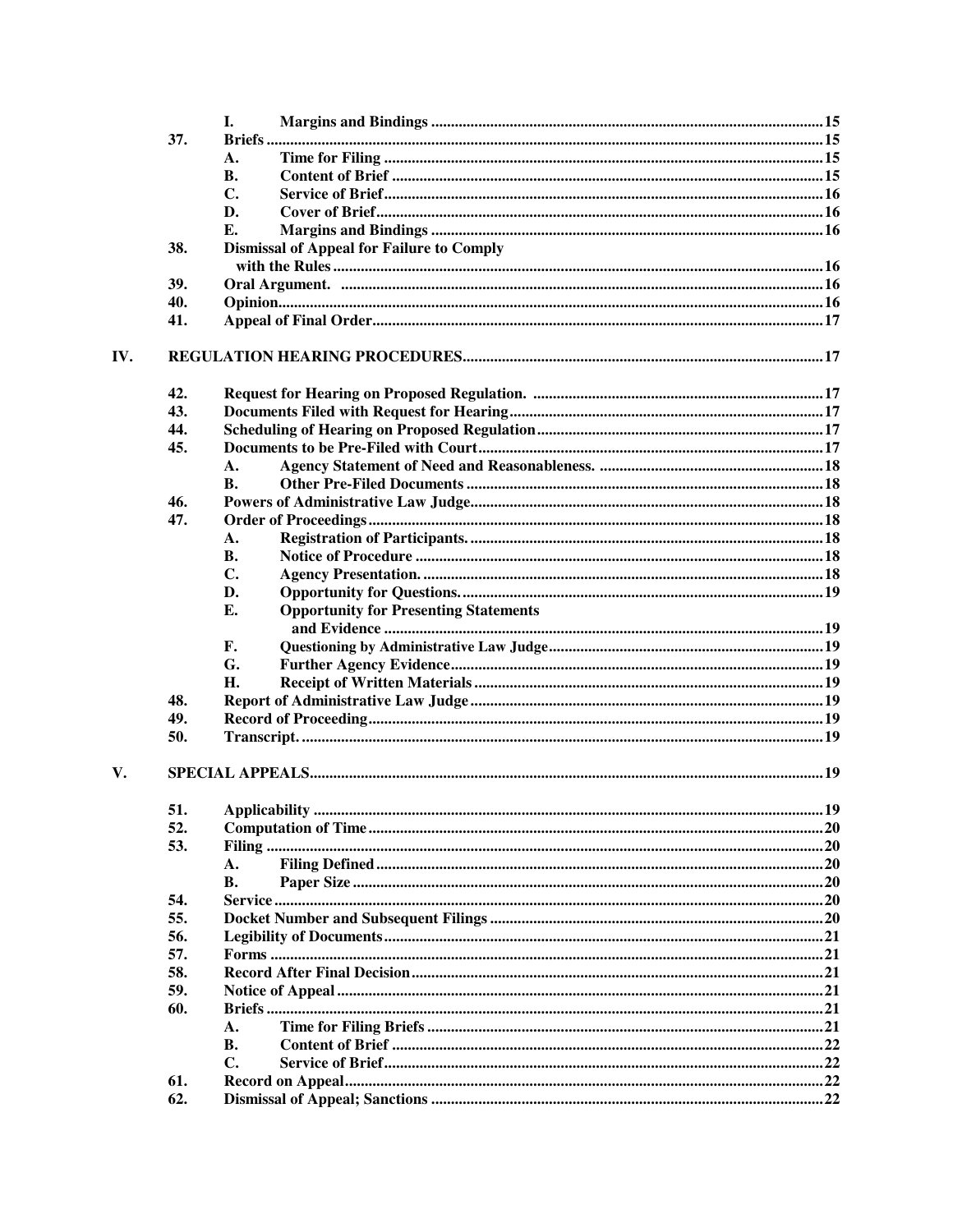| | | | |
|---|---|---|---|
| | I. | Margins and Bindings | 15 |
| 37. | Briefs | | 15 |
| | A. | Time for Filing | 15 |
| | B. | Content of Brief | 15 |
| | C. | Service of Brief | 16 |
| | D. | Cover of Brief | 16 |
| | E. | Margins and Bindings | 16 |
| 38. | Dismissal of Appeal for Failure to Comply with the Rules | | 16 |
| 39. | Oral Argument. | | 16 |
| 40. | Opinion | | 16 |
| 41. | Appeal of Final Order | | 17 |

**IV. REGULATION HEARING PROCEDURES** .......... 17

| | | | |
|---|---|---|---|
| 42. | Request for Hearing on Proposed Regulation. | | 17 |
| 43. | Documents Filed with Request for Hearing | | 17 |
| 44. | Scheduling of Hearing on Proposed Regulation | | 17 |
| 45. | Documents to be Pre-Filed with Court | | 17 |
| | A. | Agency Statement of Need and Reasonableness. | 18 |
| | B. | Other Pre-Filed Documents | 18 |
| 46. | Powers of Administrative Law Judge | | 18 |
| 47. | Order of Proceedings | | 18 |
| | A. | Registration of Participants. | 18 |
| | B. | Notice of Procedure | 18 |
| | C. | Agency Presentation. | 18 |
| | D. | Opportunity for Questions. | 19 |
| | E. | Opportunity for Presenting Statements and Evidence | 19 |
| | F. | Questioning by Administrative Law Judge | 19 |
| | G. | Further Agency Evidence | 19 |
| | H. | Receipt of Written Materials | 19 |
| 48. | Report of Administrative Law Judge | | 19 |
| 49. | Record of Proceeding | | 19 |
| 50. | Transcript. | | 19 |

**V. SPECIAL APPEALS** .......... 19

| | | | |
|---|---|---|---|
| 51. | Applicability | | 19 |
| 52. | Computation of Time | | 20 |
| 53. | Filing | | 20 |
| | A. | Filing Defined | 20 |
| | B. | Paper Size | 20 |
| 54. | Service | | 20 |
| 55. | Docket Number and Subsequent Filings | | 20 |
| 56. | Legibility of Documents | | 21 |
| 57. | Forms | | 21 |
| 58. | Record After Final Decision | | 21 |
| 59. | Notice of Appeal | | 21 |
| 60. | Briefs | | 21 |
| | A. | Time for Filing Briefs | 21 |
| | B. | Content of Brief | 22 |
| | C. | Service of Brief | 22 |
| 61. | Record on Appeal | | 22 |
| 62. | Dismissal of Appeal; Sanctions | | 22 |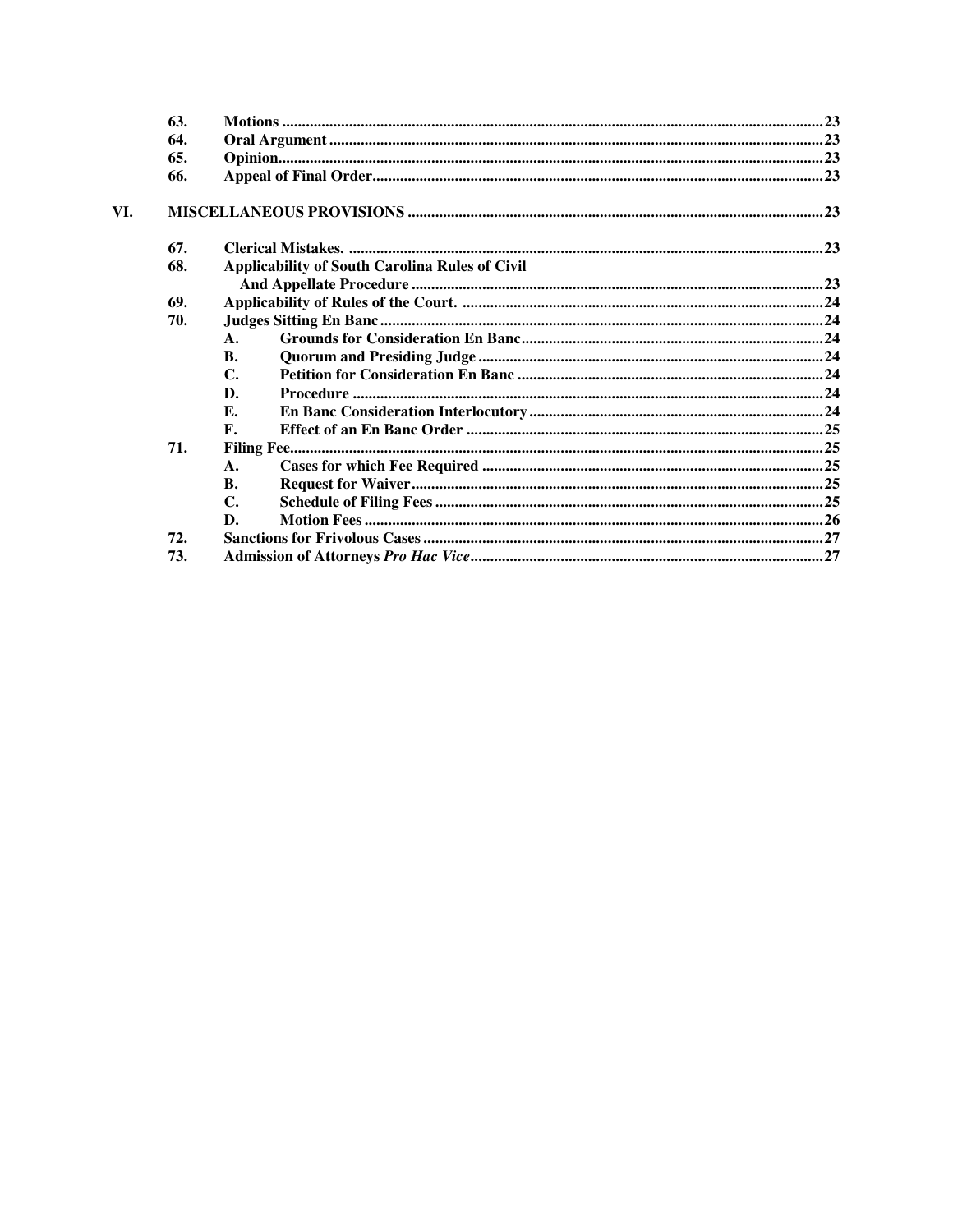| | | | |
|---|---|---|---|
| | **63.** | **Motions** | **23** |
| | **64.** | **Oral Argument** | **23** |
| | **65.** | **Opinion** | **23** |
| | **66.** | **Appeal of Final Order** | **23** |
| **VI.** | | **MISCELLANEOUS PROVISIONS** | **23** |
| | **67.** | **Clerical Mistakes.** | **23** |
| | **68.** | **Applicability of South Carolina Rules of Civil And Appellate Procedure** | **23** |
| | **69.** | **Applicability of Rules of the Court.** | **24** |
| | **70.** | **Judges Sitting En Banc** | **24** |
| | | **A. Grounds for Consideration En Banc** | **24** |
| | | **B. Quorum and Presiding Judge** | **24** |
| | | **C. Petition for Consideration En Banc** | **24** |
| | | **D. Procedure** | **24** |
| | | **E. En Banc Consideration Interlocutory** | **24** |
| | | **F. Effect of an En Banc Order** | **25** |
| | **71.** | **Filing Fee** | **25** |
| | | **A. Cases for which Fee Required** | **25** |
| | | **B. Request for Waiver** | **25** |
| | | **C. Schedule of Filing Fees** | **25** |
| | | **D. Motion Fees** | **26** |
| | **72.** | **Sanctions for Frivolous Cases** | **27** |
| | **73.** | **Admission of Attorneys *Pro Hac Vice*** | **27** |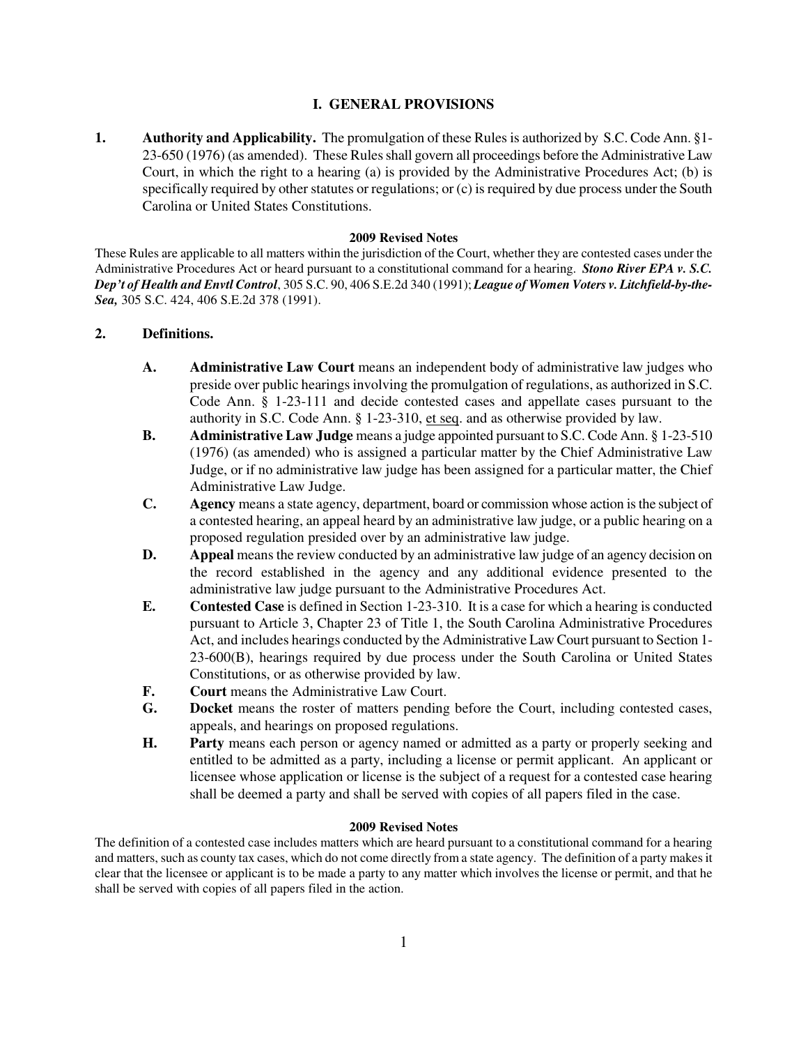## I. GENERAL PROVISIONS

**1. Authority and Applicability.** The promulgation of these Rules is authorized by S.C. Code Ann. §1-23-650 (1976) (as amended). These Rules shall govern all proceedings before the Administrative Law Court, in which the right to a hearing (a) is provided by the Administrative Procedures Act; (b) is specifically required by other statutes or regulations; or (c) is required by due process under the South Carolina or United States Constitutions.

**2009 Revised Notes**

These Rules are applicable to all matters within the jurisdiction of the Court, whether they are contested cases under the Administrative Procedures Act or heard pursuant to a constitutional command for a hearing. ***Stono River EPA v. S.C. Dep't of Health and Envtl Control***, 305 S.C. 90, 406 S.E.2d 340 (1991); ***League of Women Voters v. Litchfield-by-the-Sea,*** 305 S.C. 424, 406 S.E.2d 378 (1991).

**2. Definitions.**

- **A. Administrative Law Court** means an independent body of administrative law judges who preside over public hearings involving the promulgation of regulations, as authorized in S.C. Code Ann. § 1-23-111 and decide contested cases and appellate cases pursuant to the authority in S.C. Code Ann. § 1-23-310, et seq. and as otherwise provided by law.
- **B. Administrative Law Judge** means a judge appointed pursuant to S.C. Code Ann. § 1-23-510 (1976) (as amended) who is assigned a particular matter by the Chief Administrative Law Judge, or if no administrative law judge has been assigned for a particular matter, the Chief Administrative Law Judge.
- **C. Agency** means a state agency, department, board or commission whose action is the subject of a contested hearing, an appeal heard by an administrative law judge, or a public hearing on a proposed regulation presided over by an administrative law judge.
- **D. Appeal** means the review conducted by an administrative law judge of an agency decision on the record established in the agency and any additional evidence presented to the administrative law judge pursuant to the Administrative Procedures Act.
- **E. Contested Case** is defined in Section 1-23-310. It is a case for which a hearing is conducted pursuant to Article 3, Chapter 23 of Title 1, the South Carolina Administrative Procedures Act, and includes hearings conducted by the Administrative Law Court pursuant to Section 1-23-600(B), hearings required by due process under the South Carolina or United States Constitutions, or as otherwise provided by law.
- **F. Court** means the Administrative Law Court.
- **G. Docket** means the roster of matters pending before the Court, including contested cases, appeals, and hearings on proposed regulations.
- **H. Party** means each person or agency named or admitted as a party or properly seeking and entitled to be admitted as a party, including a license or permit applicant. An applicant or licensee whose application or license is the subject of a request for a contested case hearing shall be deemed a party and shall be served with copies of all papers filed in the case.

**2009 Revised Notes**

The definition of a contested case includes matters which are heard pursuant to a constitutional command for a hearing and matters, such as county tax cases, which do not come directly from a state agency. The definition of a party makes it clear that the licensee or applicant is to be made a party to any matter which involves the license or permit, and that he shall be served with copies of all papers filed in the action.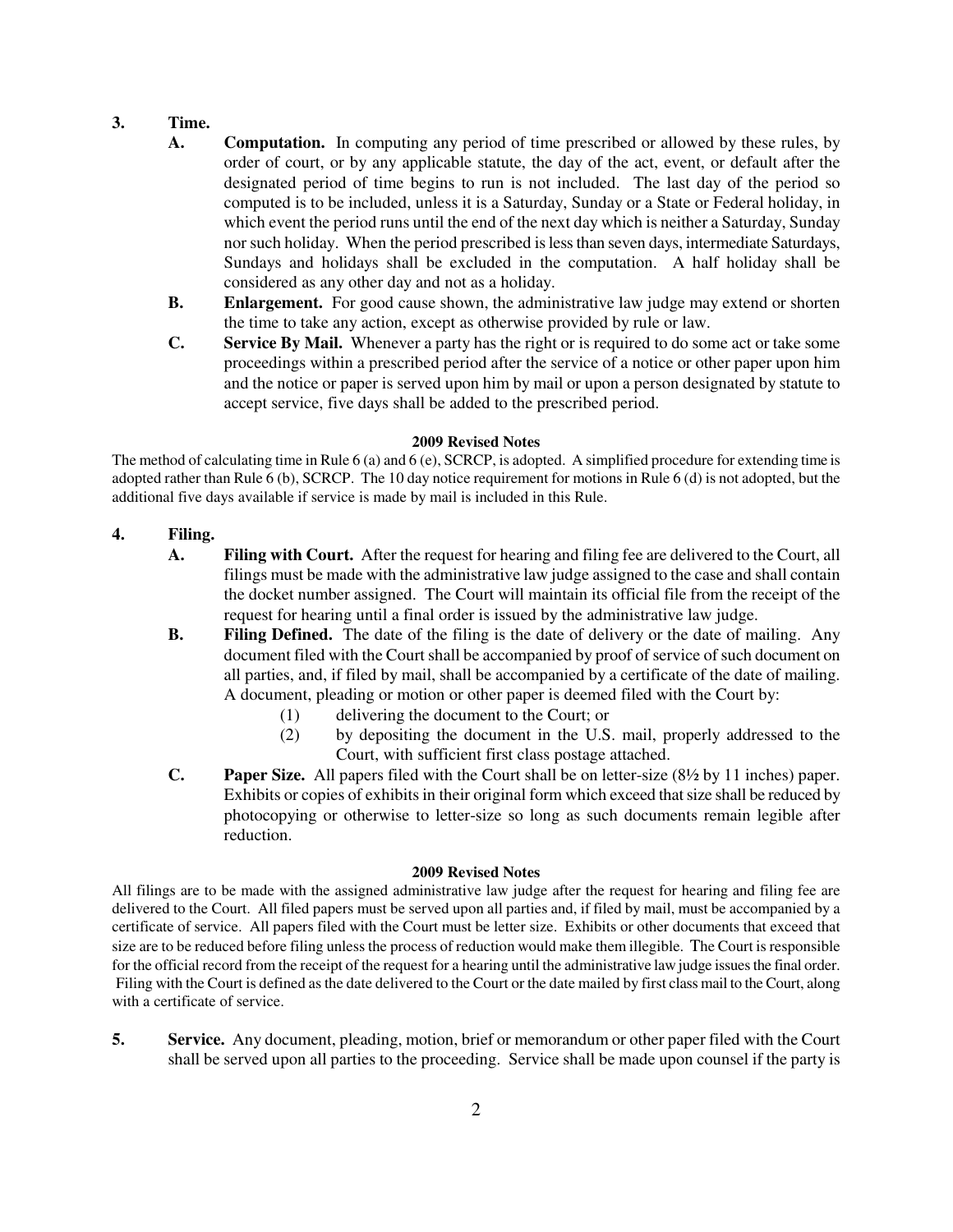**3. Time.**

**A. Computation.** In computing any period of time prescribed or allowed by these rules, by order of court, or by any applicable statute, the day of the act, event, or default after the designated period of time begins to run is not included. The last day of the period so computed is to be included, unless it is a Saturday, Sunday or a State or Federal holiday, in which event the period runs until the end of the next day which is neither a Saturday, Sunday nor such holiday. When the period prescribed is less than seven days, intermediate Saturdays, Sundays and holidays shall be excluded in the computation. A half holiday shall be considered as any other day and not as a holiday.

**B. Enlargement.** For good cause shown, the administrative law judge may extend or shorten the time to take any action, except as otherwise provided by rule or law.

**C. Service By Mail.** Whenever a party has the right or is required to do some act or take some proceedings within a prescribed period after the service of a notice or other paper upon him and the notice or paper is served upon him by mail or upon a person designated by statute to accept service, five days shall be added to the prescribed period.

**2009 Revised Notes**

The method of calculating time in Rule 6 (a) and 6 (e), SCRCP, is adopted. A simplified procedure for extending time is adopted rather than Rule 6 (b), SCRCP. The 10 day notice requirement for motions in Rule 6 (d) is not adopted, but the additional five days available if service is made by mail is included in this Rule.

**4. Filing.**

**A. Filing with Court.** After the request for hearing and filing fee are delivered to the Court, all filings must be made with the administrative law judge assigned to the case and shall contain the docket number assigned. The Court will maintain its official file from the receipt of the request for hearing until a final order is issued by the administrative law judge.

**B. Filing Defined.** The date of the filing is the date of delivery or the date of mailing. Any document filed with the Court shall be accompanied by proof of service of such document on all parties, and, if filed by mail, shall be accompanied by a certificate of the date of mailing. A document, pleading or motion or other paper is deemed filed with the Court by:

(1) delivering the document to the Court; or

(2) by depositing the document in the U.S. mail, properly addressed to the Court, with sufficient first class postage attached.

**C. Paper Size.** All papers filed with the Court shall be on letter-size (8½ by 11 inches) paper. Exhibits or copies of exhibits in their original form which exceed that size shall be reduced by photocopying or otherwise to letter-size so long as such documents remain legible after reduction.

**2009 Revised Notes**

All filings are to be made with the assigned administrative law judge after the request for hearing and filing fee are delivered to the Court. All filed papers must be served upon all parties and, if filed by mail, must be accompanied by a certificate of service. All papers filed with the Court must be letter size. Exhibits or other documents that exceed that size are to be reduced before filing unless the process of reduction would make them illegible. The Court is responsible for the official record from the receipt of the request for a hearing until the administrative law judge issues the final order. Filing with the Court is defined as the date delivered to the Court or the date mailed by first class mail to the Court, along with a certificate of service.

**5. Service.** Any document, pleading, motion, brief or memorandum or other paper filed with the Court shall be served upon all parties to the proceeding. Service shall be made upon counsel if the party is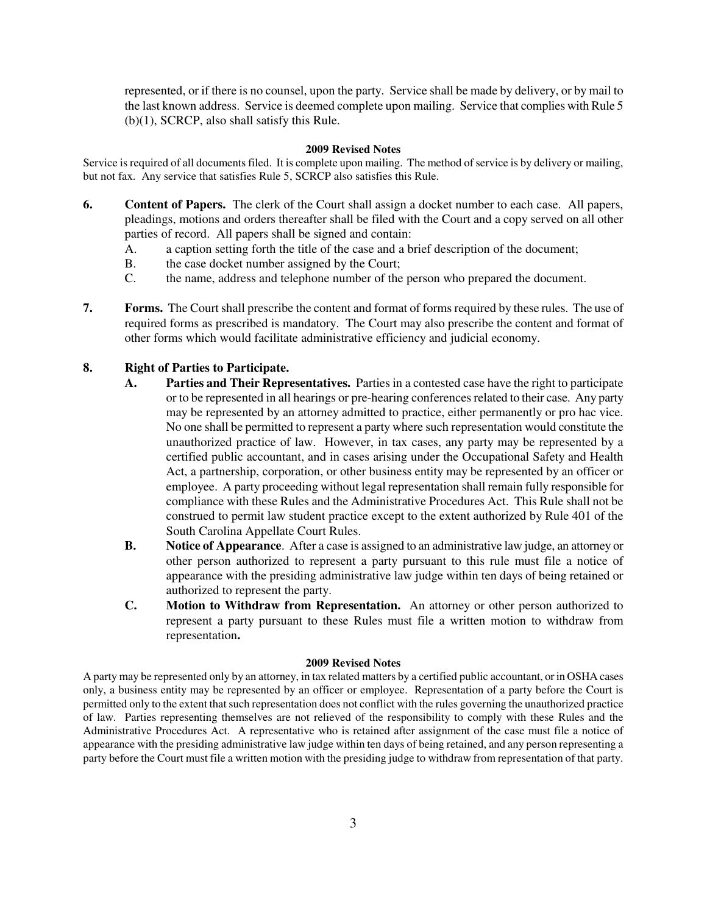represented, or if there is no counsel, upon the party. Service shall be made by delivery, or by mail to the last known address. Service is deemed complete upon mailing. Service that complies with Rule 5 (b)(1), SCRCP, also shall satisfy this Rule.

#### 2009 Revised Notes

Service is required of all documents filed. It is complete upon mailing. The method of service is by delivery or mailing, but not fax. Any service that satisfies Rule 5, SCRCP also satisfies this Rule.

**6. Content of Papers.** The clerk of the Court shall assign a docket number to each case. All papers, pleadings, motions and orders thereafter shall be filed with the Court and a copy served on all other parties of record. All papers shall be signed and contain:

A. a caption setting forth the title of the case and a brief description of the document;

B. the case docket number assigned by the Court;

C. the name, address and telephone number of the person who prepared the document.

**7. Forms.** The Court shall prescribe the content and format of forms required by these rules. The use of required forms as prescribed is mandatory. The Court may also prescribe the content and format of other forms which would facilitate administrative efficiency and judicial economy.

**8. Right of Parties to Participate.**

**A. Parties and Their Representatives.** Parties in a contested case have the right to participate or to be represented in all hearings or pre-hearing conferences related to their case. Any party may be represented by an attorney admitted to practice, either permanently or pro hac vice. No one shall be permitted to represent a party where such representation would constitute the unauthorized practice of law. However, in tax cases, any party may be represented by a certified public accountant, and in cases arising under the Occupational Safety and Health Act, a partnership, corporation, or other business entity may be represented by an officer or employee. A party proceeding without legal representation shall remain fully responsible for compliance with these Rules and the Administrative Procedures Act. This Rule shall not be construed to permit law student practice except to the extent authorized by Rule 401 of the South Carolina Appellate Court Rules.

**B. Notice of Appearance**. After a case is assigned to an administrative law judge, an attorney or other person authorized to represent a party pursuant to this rule must file a notice of appearance with the presiding administrative law judge within ten days of being retained or authorized to represent the party.

**C. Motion to Withdraw from Representation.** An attorney or other person authorized to represent a party pursuant to these Rules must file a written motion to withdraw from representation**.**

#### 2009 Revised Notes

A party may be represented only by an attorney, in tax related matters by a certified public accountant, or in OSHA cases only, a business entity may be represented by an officer or employee. Representation of a party before the Court is permitted only to the extent that such representation does not conflict with the rules governing the unauthorized practice of law. Parties representing themselves are not relieved of the responsibility to comply with these Rules and the Administrative Procedures Act. A representative who is retained after assignment of the case must file a notice of appearance with the presiding administrative law judge within ten days of being retained, and any person representing a party before the Court must file a written motion with the presiding judge to withdraw from representation of that party.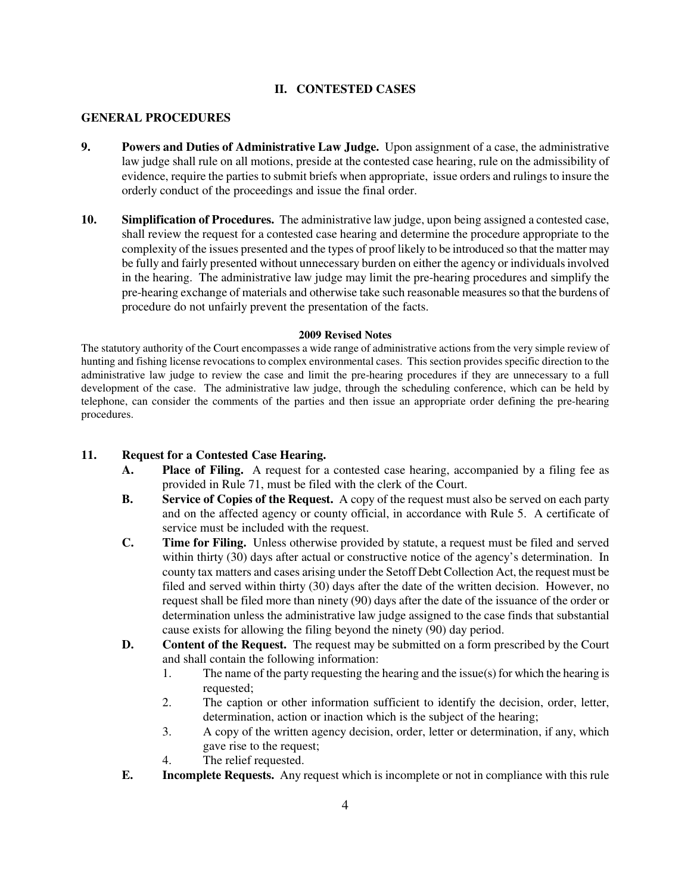## II. CONTESTED CASES

### GENERAL PROCEDURES

**9. Powers and Duties of Administrative Law Judge.** Upon assignment of a case, the administrative law judge shall rule on all motions, preside at the contested case hearing, rule on the admissibility of evidence, require the parties to submit briefs when appropriate, issue orders and rulings to insure the orderly conduct of the proceedings and issue the final order.

**10. Simplification of Procedures.** The administrative law judge, upon being assigned a contested case, shall review the request for a contested case hearing and determine the procedure appropriate to the complexity of the issues presented and the types of proof likely to be introduced so that the matter may be fully and fairly presented without unnecessary burden on either the agency or individuals involved in the hearing. The administrative law judge may limit the pre-hearing procedures and simplify the pre-hearing exchange of materials and otherwise take such reasonable measures so that the burdens of procedure do not unfairly prevent the presentation of the facts.

**2009 Revised Notes**

The statutory authority of the Court encompasses a wide range of administrative actions from the very simple review of hunting and fishing license revocations to complex environmental cases. This section provides specific direction to the administrative law judge to review the case and limit the pre-hearing procedures if they are unnecessary to a full development of the case. The administrative law judge, through the scheduling conference, which can be held by telephone, can consider the comments of the parties and then issue an appropriate order defining the pre-hearing procedures.

**11. Request for a Contested Case Hearing.**

- **A. Place of Filing.** A request for a contested case hearing, accompanied by a filing fee as provided in Rule 71, must be filed with the clerk of the Court.
- **B. Service of Copies of the Request.** A copy of the request must also be served on each party and on the affected agency or county official, in accordance with Rule 5. A certificate of service must be included with the request.
- **C. Time for Filing.** Unless otherwise provided by statute, a request must be filed and served within thirty (30) days after actual or constructive notice of the agency's determination. In county tax matters and cases arising under the Setoff Debt Collection Act, the request must be filed and served within thirty (30) days after the date of the written decision. However, no request shall be filed more than ninety (90) days after the date of the issuance of the order or determination unless the administrative law judge assigned to the case finds that substantial cause exists for allowing the filing beyond the ninety (90) day period.
- **D. Content of the Request.** The request may be submitted on a form prescribed by the Court and shall contain the following information:
  1. The name of the party requesting the hearing and the issue(s) for which the hearing is requested;
  2. The caption or other information sufficient to identify the decision, order, letter, determination, action or inaction which is the subject of the hearing;
  3. A copy of the written agency decision, order, letter or determination, if any, which gave rise to the request;
  4. The relief requested.
- **E. Incomplete Requests.** Any request which is incomplete or not in compliance with this rule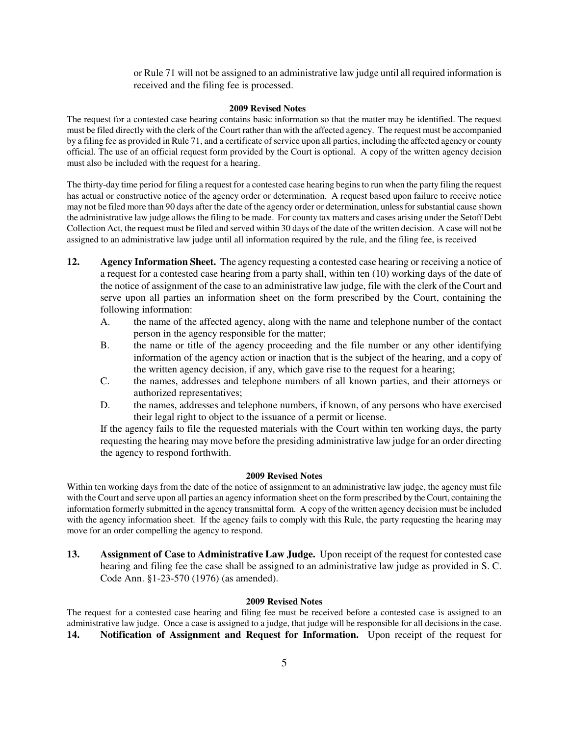or Rule 71 will not be assigned to an administrative law judge until all required information is received and the filing fee is processed.

**2009 Revised Notes**

The request for a contested case hearing contains basic information so that the matter may be identified. The request must be filed directly with the clerk of the Court rather than with the affected agency. The request must be accompanied by a filing fee as provided in Rule 71, and a certificate of service upon all parties, including the affected agency or county official. The use of an official request form provided by the Court is optional. A copy of the written agency decision must also be included with the request for a hearing.

The thirty-day time period for filing a request for a contested case hearing begins to run when the party filing the request has actual or constructive notice of the agency order or determination. A request based upon failure to receive notice may not be filed more than 90 days after the date of the agency order or determination, unless for substantial cause shown the administrative law judge allows the filing to be made. For county tax matters and cases arising under the Setoff Debt Collection Act, the request must be filed and served within 30 days of the date of the written decision. A case will not be assigned to an administrative law judge until all information required by the rule, and the filing fee, is received

**12. Agency Information Sheet.** The agency requesting a contested case hearing or receiving a notice of a request for a contested case hearing from a party shall, within ten (10) working days of the date of the notice of assignment of the case to an administrative law judge, file with the clerk of the Court and serve upon all parties an information sheet on the form prescribed by the Court, containing the following information:

A. the name of the affected agency, along with the name and telephone number of the contact person in the agency responsible for the matter;

B. the name or title of the agency proceeding and the file number or any other identifying information of the agency action or inaction that is the subject of the hearing, and a copy of the written agency decision, if any, which gave rise to the request for a hearing;

C. the names, addresses and telephone numbers of all known parties, and their attorneys or authorized representatives;

D. the names, addresses and telephone numbers, if known, of any persons who have exercised their legal right to object to the issuance of a permit or license.

If the agency fails to file the requested materials with the Court within ten working days, the party requesting the hearing may move before the presiding administrative law judge for an order directing the agency to respond forthwith.

**2009 Revised Notes**

Within ten working days from the date of the notice of assignment to an administrative law judge, the agency must file with the Court and serve upon all parties an agency information sheet on the form prescribed by the Court, containing the information formerly submitted in the agency transmittal form. A copy of the written agency decision must be included with the agency information sheet. If the agency fails to comply with this Rule, the party requesting the hearing may move for an order compelling the agency to respond.

**13. Assignment of Case to Administrative Law Judge.** Upon receipt of the request for contested case hearing and filing fee the case shall be assigned to an administrative law judge as provided in S. C. Code Ann. §1-23-570 (1976) (as amended).

**2009 Revised Notes**

The request for a contested case hearing and filing fee must be received before a contested case is assigned to an administrative law judge. Once a case is assigned to a judge, that judge will be responsible for all decisions in the case.

**14. Notification of Assignment and Request for Information.** Upon receipt of the request for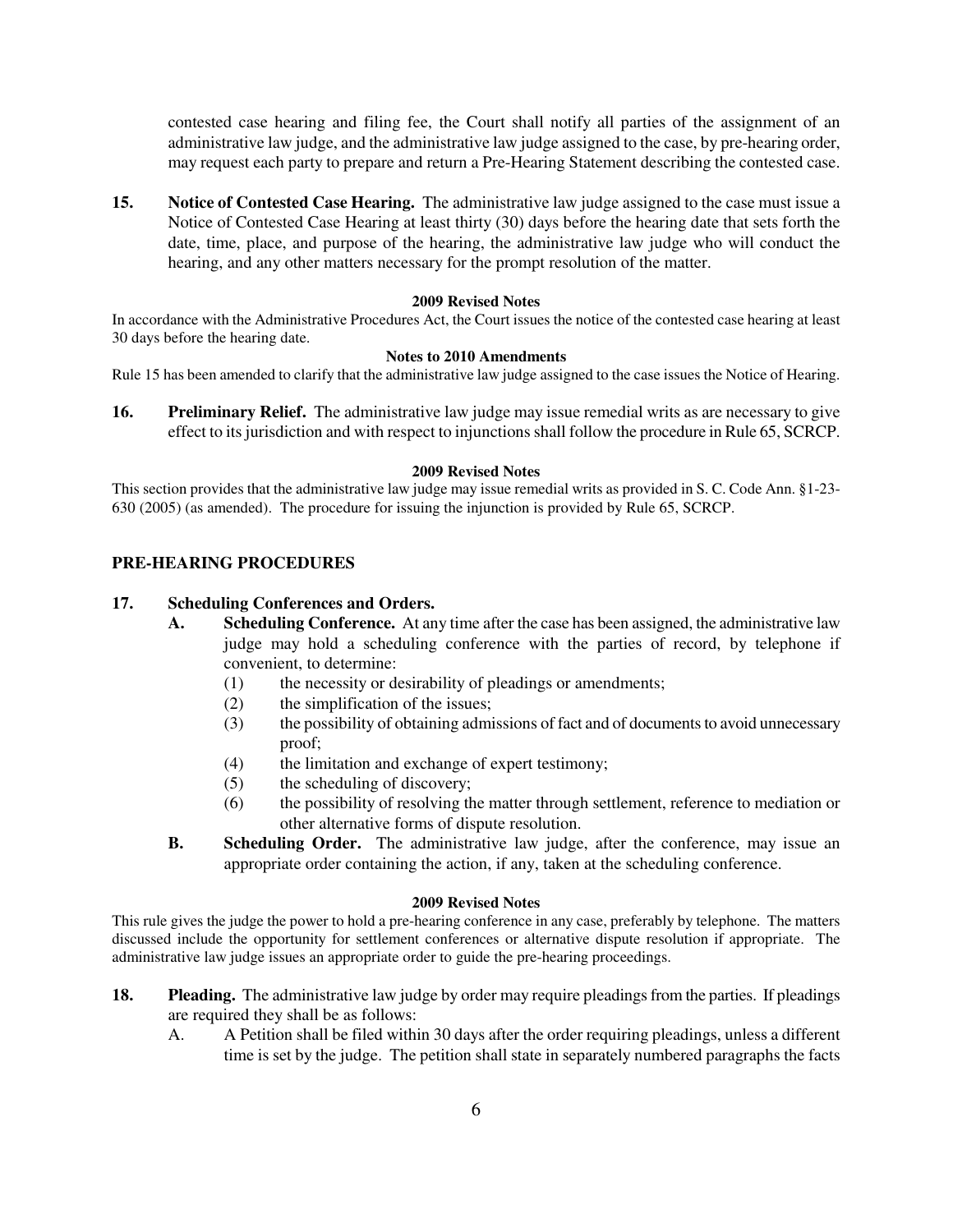contested case hearing and filing fee, the Court shall notify all parties of the assignment of an administrative law judge, and the administrative law judge assigned to the case, by pre-hearing order, may request each party to prepare and return a Pre-Hearing Statement describing the contested case.

**15. Notice of Contested Case Hearing.** The administrative law judge assigned to the case must issue a Notice of Contested Case Hearing at least thirty (30) days before the hearing date that sets forth the date, time, place, and purpose of the hearing, the administrative law judge who will conduct the hearing, and any other matters necessary for the prompt resolution of the matter.

**2009 Revised Notes**

In accordance with the Administrative Procedures Act, the Court issues the notice of the contested case hearing at least 30 days before the hearing date.

**Notes to 2010 Amendments**

Rule 15 has been amended to clarify that the administrative law judge assigned to the case issues the Notice of Hearing.

**16. Preliminary Relief.** The administrative law judge may issue remedial writs as are necessary to give effect to its jurisdiction and with respect to injunctions shall follow the procedure in Rule 65, SCRCP.

**2009 Revised Notes**

This section provides that the administrative law judge may issue remedial writs as provided in S. C. Code Ann. §1-23-630 (2005) (as amended). The procedure for issuing the injunction is provided by Rule 65, SCRCP.

## PRE-HEARING PROCEDURES

**17. Scheduling Conferences and Orders.**

**A. Scheduling Conference.** At any time after the case has been assigned, the administrative law judge may hold a scheduling conference with the parties of record, by telephone if convenient, to determine:

(1) the necessity or desirability of pleadings or amendments;
(2) the simplification of the issues;
(3) the possibility of obtaining admissions of fact and of documents to avoid unnecessary proof;
(4) the limitation and exchange of expert testimony;
(5) the scheduling of discovery;
(6) the possibility of resolving the matter through settlement, reference to mediation or other alternative forms of dispute resolution.

**B. Scheduling Order.** The administrative law judge, after the conference, may issue an appropriate order containing the action, if any, taken at the scheduling conference.

**2009 Revised Notes**

This rule gives the judge the power to hold a pre-hearing conference in any case, preferably by telephone. The matters discussed include the opportunity for settlement conferences or alternative dispute resolution if appropriate. The administrative law judge issues an appropriate order to guide the pre-hearing proceedings.

**18. Pleading.** The administrative law judge by order may require pleadings from the parties. If pleadings are required they shall be as follows:

A. A Petition shall be filed within 30 days after the order requiring pleadings, unless a different time is set by the judge. The petition shall state in separately numbered paragraphs the facts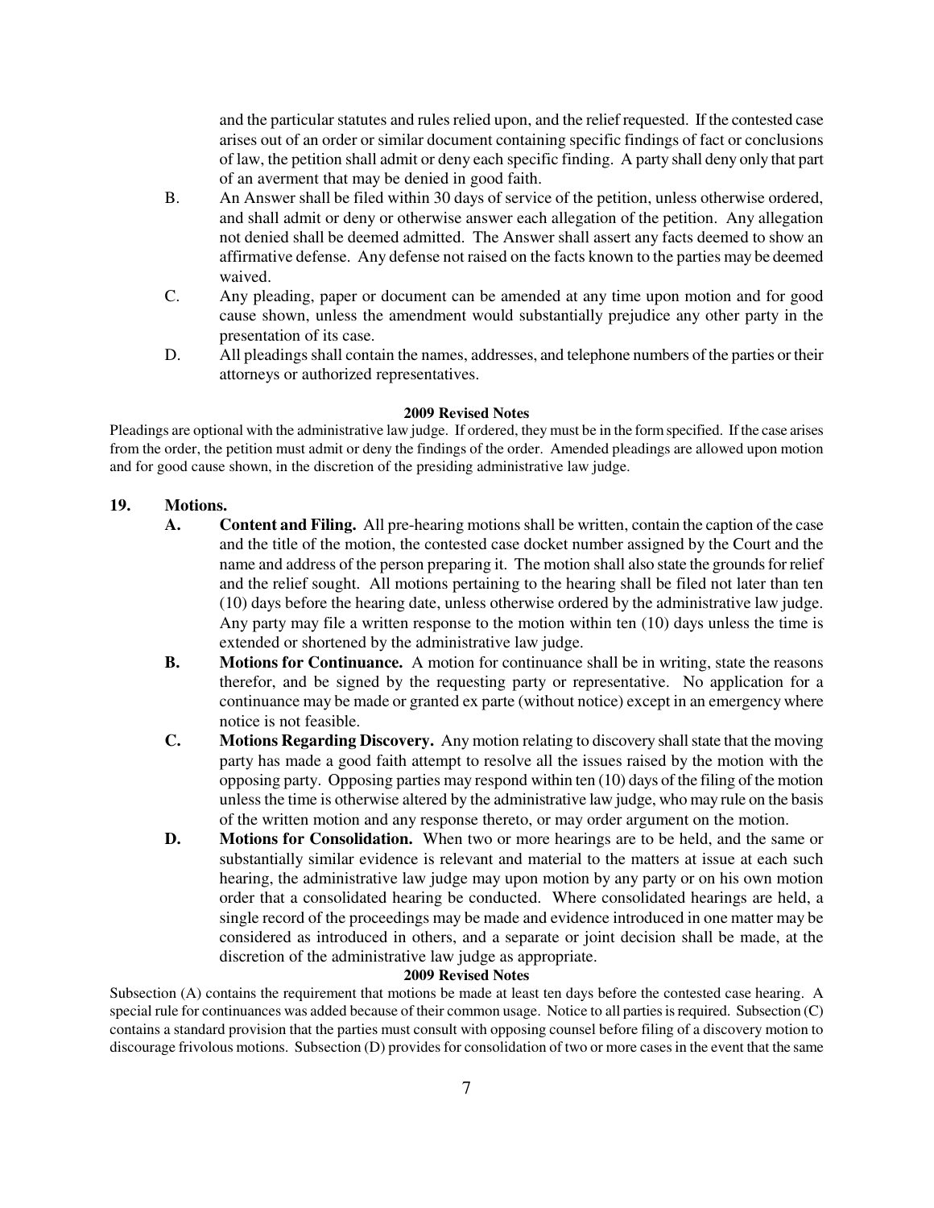and the particular statutes and rules relied upon, and the relief requested. If the contested case arises out of an order or similar document containing specific findings of fact or conclusions of law, the petition shall admit or deny each specific finding. A party shall deny only that part of an averment that may be denied in good faith.

B. An Answer shall be filed within 30 days of service of the petition, unless otherwise ordered, and shall admit or deny or otherwise answer each allegation of the petition. Any allegation not denied shall be deemed admitted. The Answer shall assert any facts deemed to show an affirmative defense. Any defense not raised on the facts known to the parties may be deemed waived.

C. Any pleading, paper or document can be amended at any time upon motion and for good cause shown, unless the amendment would substantially prejudice any other party in the presentation of its case.

D. All pleadings shall contain the names, addresses, and telephone numbers of the parties or their attorneys or authorized representatives.

**2009 Revised Notes**

Pleadings are optional with the administrative law judge. If ordered, they must be in the form specified. If the case arises from the order, the petition must admit or deny the findings of the order. Amended pleadings are allowed upon motion and for good cause shown, in the discretion of the presiding administrative law judge.

**19. Motions.**

**A. Content and Filing.** All pre-hearing motions shall be written, contain the caption of the case and the title of the motion, the contested case docket number assigned by the Court and the name and address of the person preparing it. The motion shall also state the grounds for relief and the relief sought. All motions pertaining to the hearing shall be filed not later than ten (10) days before the hearing date, unless otherwise ordered by the administrative law judge. Any party may file a written response to the motion within ten (10) days unless the time is extended or shortened by the administrative law judge.

**B. Motions for Continuance.** A motion for continuance shall be in writing, state the reasons therefor, and be signed by the requesting party or representative. No application for a continuance may be made or granted ex parte (without notice) except in an emergency where notice is not feasible.

**C. Motions Regarding Discovery.** Any motion relating to discovery shall state that the moving party has made a good faith attempt to resolve all the issues raised by the motion with the opposing party. Opposing parties may respond within ten (10) days of the filing of the motion unless the time is otherwise altered by the administrative law judge, who may rule on the basis of the written motion and any response thereto, or may order argument on the motion.

**D. Motions for Consolidation.** When two or more hearings are to be held, and the same or substantially similar evidence is relevant and material to the matters at issue at each such hearing, the administrative law judge may upon motion by any party or on his own motion order that a consolidated hearing be conducted. Where consolidated hearings are held, a single record of the proceedings may be made and evidence introduced in one matter may be considered as introduced in others, and a separate or joint decision shall be made, at the discretion of the administrative law judge as appropriate.

**2009 Revised Notes**

Subsection (A) contains the requirement that motions be made at least ten days before the contested case hearing. A special rule for continuances was added because of their common usage. Notice to all parties is required. Subsection (C) contains a standard provision that the parties must consult with opposing counsel before filing of a discovery motion to discourage frivolous motions. Subsection (D) provides for consolidation of two or more cases in the event that the same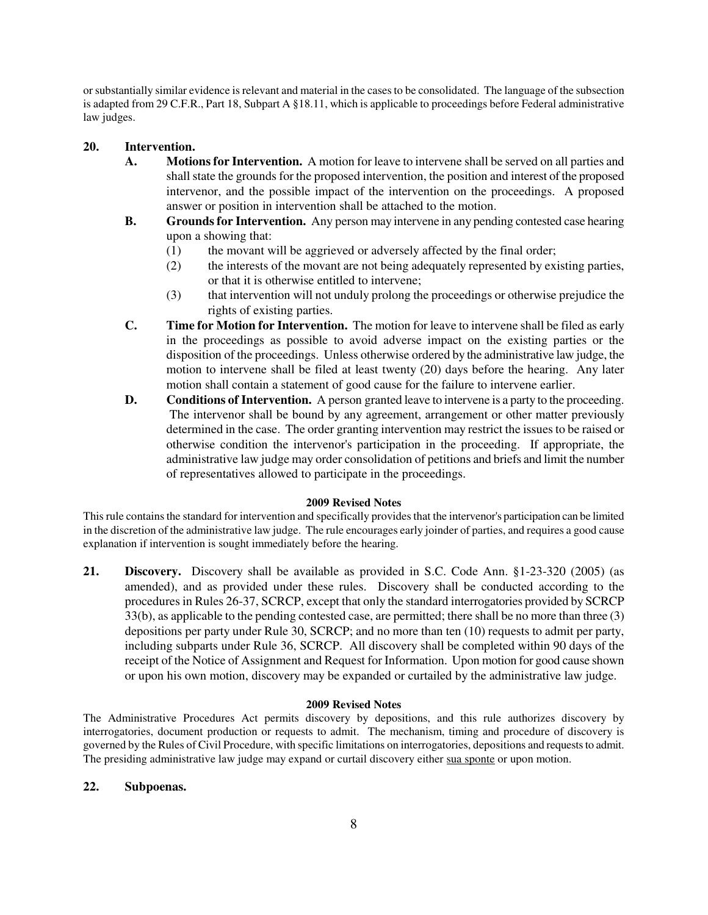or substantially similar evidence is relevant and material in the cases to be consolidated. The language of the subsection is adapted from 29 C.F.R., Part 18, Subpart A §18.11, which is applicable to proceedings before Federal administrative law judges.

## 20. Intervention.

**A. Motions for Intervention.** A motion for leave to intervene shall be served on all parties and shall state the grounds for the proposed intervention, the position and interest of the proposed intervenor, and the possible impact of the intervention on the proceedings. A proposed answer or position in intervention shall be attached to the motion.

**B. Grounds for Intervention.** Any person may intervene in any pending contested case hearing upon a showing that:

(1) the movant will be aggrieved or adversely affected by the final order;

(2) the interests of the movant are not being adequately represented by existing parties, or that it is otherwise entitled to intervene;

(3) that intervention will not unduly prolong the proceedings or otherwise prejudice the rights of existing parties.

**C. Time for Motion for Intervention.** The motion for leave to intervene shall be filed as early in the proceedings as possible to avoid adverse impact on the existing parties or the disposition of the proceedings. Unless otherwise ordered by the administrative law judge, the motion to intervene shall be filed at least twenty (20) days before the hearing. Any later motion shall contain a statement of good cause for the failure to intervene earlier.

**D. Conditions of Intervention.** A person granted leave to intervene is a party to the proceeding. The intervenor shall be bound by any agreement, arrangement or other matter previously determined in the case. The order granting intervention may restrict the issues to be raised or otherwise condition the intervenor's participation in the proceeding. If appropriate, the administrative law judge may order consolidation of petitions and briefs and limit the number of representatives allowed to participate in the proceedings.

**2009 Revised Notes**

This rule contains the standard for intervention and specifically provides that the intervenor's participation can be limited in the discretion of the administrative law judge. The rule encourages early joinder of parties, and requires a good cause explanation if intervention is sought immediately before the hearing.

## 21. Discovery.

Discovery shall be available as provided in S.C. Code Ann. §1-23-320 (2005) (as amended), and as provided under these rules. Discovery shall be conducted according to the procedures in Rules 26-37, SCRCP, except that only the standard interrogatories provided by SCRCP 33(b), as applicable to the pending contested case, are permitted; there shall be no more than three (3) depositions per party under Rule 30, SCRCP; and no more than ten (10) requests to admit per party, including subparts under Rule 36, SCRCP. All discovery shall be completed within 90 days of the receipt of the Notice of Assignment and Request for Information. Upon motion for good cause shown or upon his own motion, discovery may be expanded or curtailed by the administrative law judge.

**2009 Revised Notes**

The Administrative Procedures Act permits discovery by depositions, and this rule authorizes discovery by interrogatories, document production or requests to admit. The mechanism, timing and procedure of discovery is governed by the Rules of Civil Procedure, with specific limitations on interrogatories, depositions and requests to admit. The presiding administrative law judge may expand or curtail discovery either sua sponte or upon motion.

## 22. Subpoenas.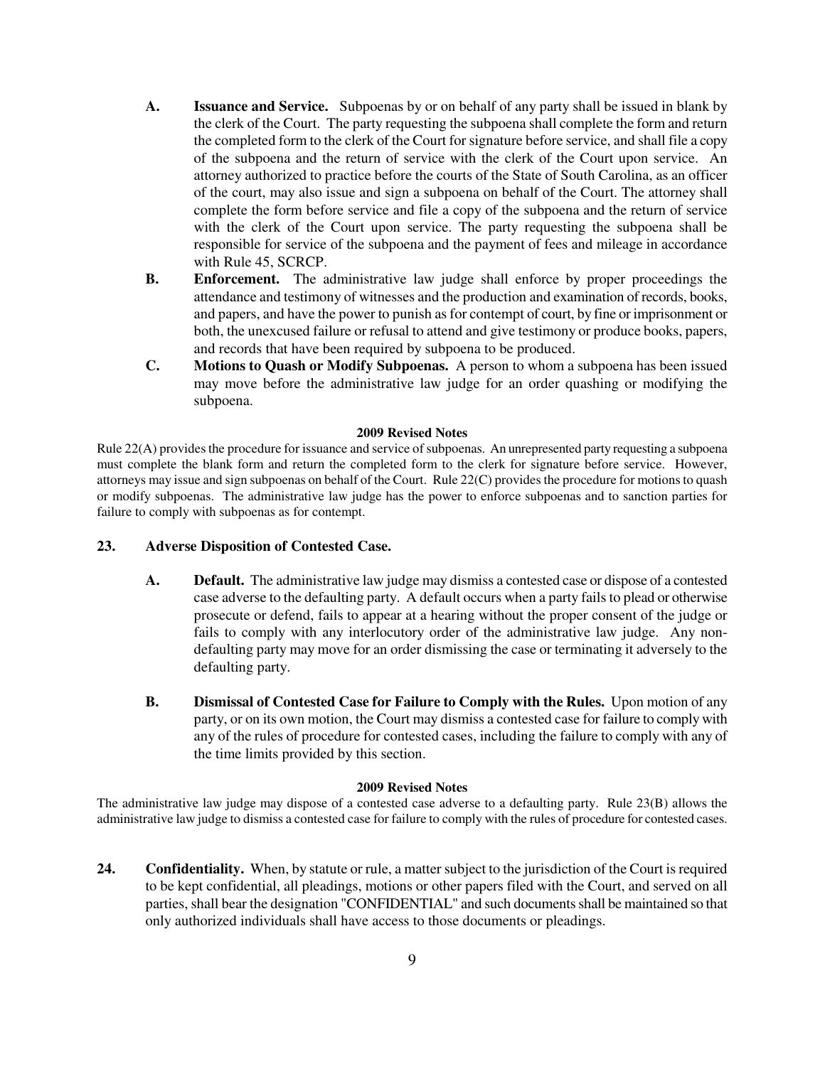**A. Issuance and Service.** Subpoenas by or on behalf of any party shall be issued in blank by the clerk of the Court. The party requesting the subpoena shall complete the form and return the completed form to the clerk of the Court for signature before service, and shall file a copy of the subpoena and the return of service with the clerk of the Court upon service. An attorney authorized to practice before the courts of the State of South Carolina, as an officer of the court, may also issue and sign a subpoena on behalf of the Court. The attorney shall complete the form before service and file a copy of the subpoena and the return of service with the clerk of the Court upon service. The party requesting the subpoena shall be responsible for service of the subpoena and the payment of fees and mileage in accordance with Rule 45, SCRCP.

**B. Enforcement.** The administrative law judge shall enforce by proper proceedings the attendance and testimony of witnesses and the production and examination of records, books, and papers, and have the power to punish as for contempt of court, by fine or imprisonment or both, the unexcused failure or refusal to attend and give testimony or produce books, papers, and records that have been required by subpoena to be produced.

**C. Motions to Quash or Modify Subpoenas.** A person to whom a subpoena has been issued may move before the administrative law judge for an order quashing or modifying the subpoena.

**2009 Revised Notes**

Rule 22(A) provides the procedure for issuance and service of subpoenas. An unrepresented party requesting a subpoena must complete the blank form and return the completed form to the clerk for signature before service. However, attorneys may issue and sign subpoenas on behalf of the Court. Rule 22(C) provides the procedure for motions to quash or modify subpoenas. The administrative law judge has the power to enforce subpoenas and to sanction parties for failure to comply with subpoenas as for contempt.

## 23. Adverse Disposition of Contested Case.

**A. Default.** The administrative law judge may dismiss a contested case or dispose of a contested case adverse to the defaulting party. A default occurs when a party fails to plead or otherwise prosecute or defend, fails to appear at a hearing without the proper consent of the judge or fails to comply with any interlocutory order of the administrative law judge. Any non-defaulting party may move for an order dismissing the case or terminating it adversely to the defaulting party.

**B. Dismissal of Contested Case for Failure to Comply with the Rules.** Upon motion of any party, or on its own motion, the Court may dismiss a contested case for failure to comply with any of the rules of procedure for contested cases, including the failure to comply with any of the time limits provided by this section.

**2009 Revised Notes**

The administrative law judge may dispose of a contested case adverse to a defaulting party. Rule 23(B) allows the administrative law judge to dismiss a contested case for failure to comply with the rules of procedure for contested cases.

**24. Confidentiality.** When, by statute or rule, a matter subject to the jurisdiction of the Court is required to be kept confidential, all pleadings, motions or other papers filed with the Court, and served on all parties, shall bear the designation "CONFIDENTIAL" and such documents shall be maintained so that only authorized individuals shall have access to those documents or pleadings.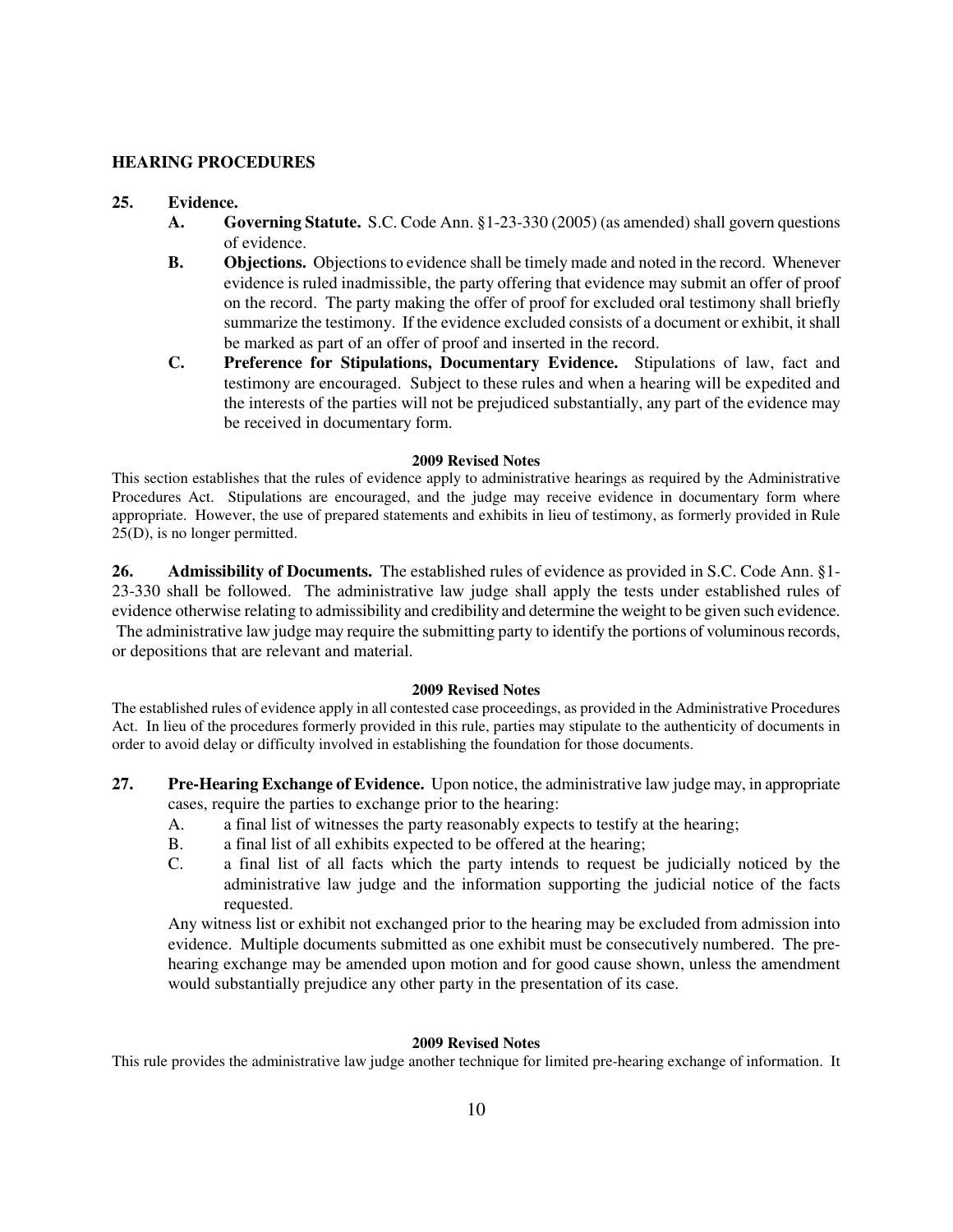## HEARING PROCEDURES

**25. Evidence.**

**A. Governing Statute.** S.C. Code Ann. §1-23-330 (2005) (as amended) shall govern questions of evidence.

**B. Objections.** Objections to evidence shall be timely made and noted in the record. Whenever evidence is ruled inadmissible, the party offering that evidence may submit an offer of proof on the record. The party making the offer of proof for excluded oral testimony shall briefly summarize the testimony. If the evidence excluded consists of a document or exhibit, it shall be marked as part of an offer of proof and inserted in the record.

**C. Preference for Stipulations, Documentary Evidence.** Stipulations of law, fact and testimony are encouraged. Subject to these rules and when a hearing will be expedited and the interests of the parties will not be prejudiced substantially, any part of the evidence may be received in documentary form.

**2009 Revised Notes**

This section establishes that the rules of evidence apply to administrative hearings as required by the Administrative Procedures Act. Stipulations are encouraged, and the judge may receive evidence in documentary form where appropriate. However, the use of prepared statements and exhibits in lieu of testimony, as formerly provided in Rule 25(D), is no longer permitted.

**26. Admissibility of Documents.** The established rules of evidence as provided in S.C. Code Ann. §1-23-330 shall be followed. The administrative law judge shall apply the tests under established rules of evidence otherwise relating to admissibility and credibility and determine the weight to be given such evidence. The administrative law judge may require the submitting party to identify the portions of voluminous records, or depositions that are relevant and material.

**2009 Revised Notes**

The established rules of evidence apply in all contested case proceedings, as provided in the Administrative Procedures Act. In lieu of the procedures formerly provided in this rule, parties may stipulate to the authenticity of documents in order to avoid delay or difficulty involved in establishing the foundation for those documents.

**27. Pre-Hearing Exchange of Evidence.** Upon notice, the administrative law judge may, in appropriate cases, require the parties to exchange prior to the hearing:

A. a final list of witnesses the party reasonably expects to testify at the hearing;

B. a final list of all exhibits expected to be offered at the hearing;

C. a final list of all facts which the party intends to request be judicially noticed by the administrative law judge and the information supporting the judicial notice of the facts requested.

Any witness list or exhibit not exchanged prior to the hearing may be excluded from admission into evidence. Multiple documents submitted as one exhibit must be consecutively numbered. The pre-hearing exchange may be amended upon motion and for good cause shown, unless the amendment would substantially prejudice any other party in the presentation of its case.

**2009 Revised Notes**

This rule provides the administrative law judge another technique for limited pre-hearing exchange of information. It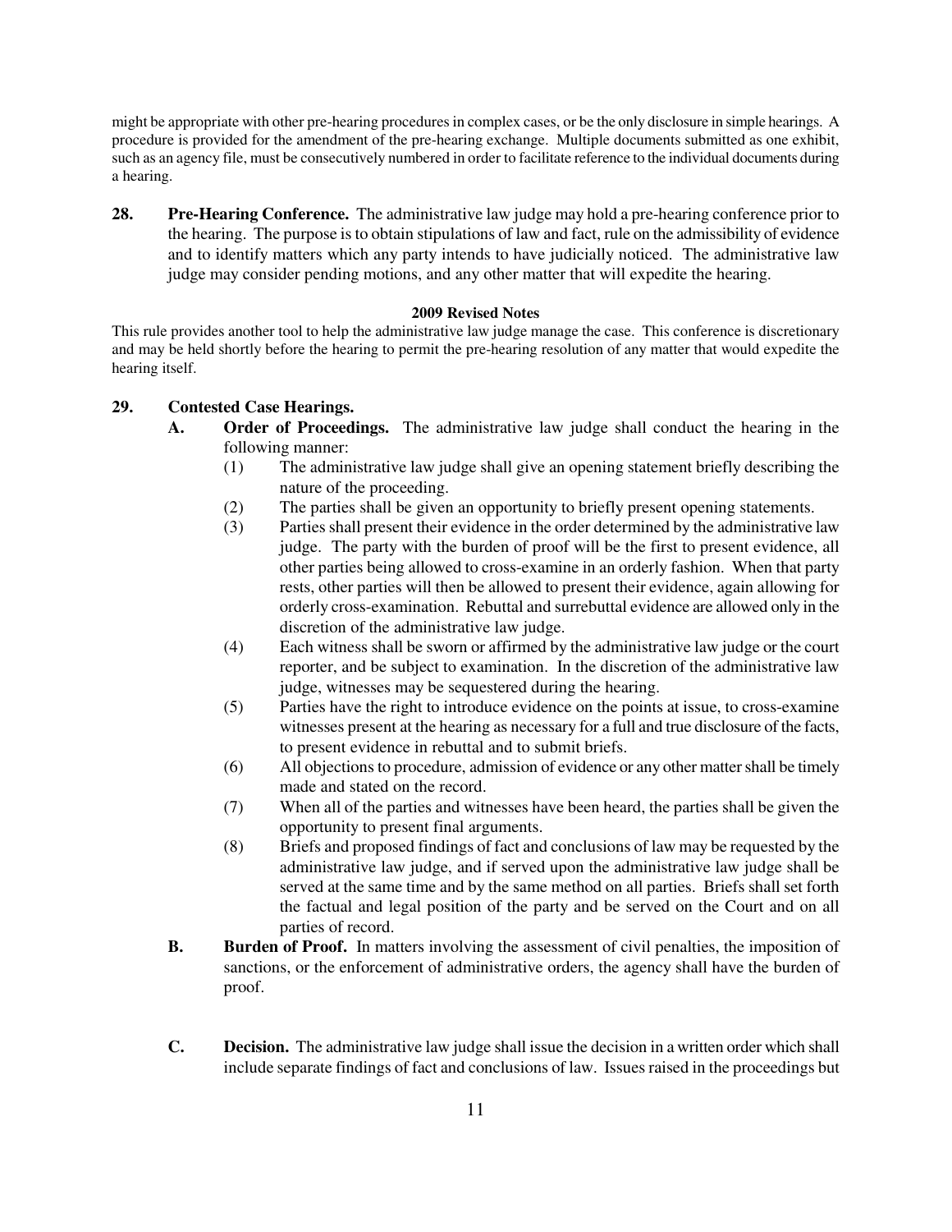might be appropriate with other pre-hearing procedures in complex cases, or be the only disclosure in simple hearings. A procedure is provided for the amendment of the pre-hearing exchange. Multiple documents submitted as one exhibit, such as an agency file, must be consecutively numbered in order to facilitate reference to the individual documents during a hearing.

**28. Pre-Hearing Conference.** The administrative law judge may hold a pre-hearing conference prior to the hearing. The purpose is to obtain stipulations of law and fact, rule on the admissibility of evidence and to identify matters which any party intends to have judicially noticed. The administrative law judge may consider pending motions, and any other matter that will expedite the hearing.

**2009 Revised Notes**

This rule provides another tool to help the administrative law judge manage the case. This conference is discretionary and may be held shortly before the hearing to permit the pre-hearing resolution of any matter that would expedite the hearing itself.

**29. Contested Case Hearings.**

**A. Order of Proceedings.** The administrative law judge shall conduct the hearing in the following manner:

(1) The administrative law judge shall give an opening statement briefly describing the nature of the proceeding.

(2) The parties shall be given an opportunity to briefly present opening statements.

(3) Parties shall present their evidence in the order determined by the administrative law judge. The party with the burden of proof will be the first to present evidence, all other parties being allowed to cross-examine in an orderly fashion. When that party rests, other parties will then be allowed to present their evidence, again allowing for orderly cross-examination. Rebuttal and surrebuttal evidence are allowed only in the discretion of the administrative law judge.

(4) Each witness shall be sworn or affirmed by the administrative law judge or the court reporter, and be subject to examination. In the discretion of the administrative law judge, witnesses may be sequestered during the hearing.

(5) Parties have the right to introduce evidence on the points at issue, to cross-examine witnesses present at the hearing as necessary for a full and true disclosure of the facts, to present evidence in rebuttal and to submit briefs.

(6) All objections to procedure, admission of evidence or any other matter shall be timely made and stated on the record.

(7) When all of the parties and witnesses have been heard, the parties shall be given the opportunity to present final arguments.

(8) Briefs and proposed findings of fact and conclusions of law may be requested by the administrative law judge, and if served upon the administrative law judge shall be served at the same time and by the same method on all parties. Briefs shall set forth the factual and legal position of the party and be served on the Court and on all parties of record.

**B. Burden of Proof.** In matters involving the assessment of civil penalties, the imposition of sanctions, or the enforcement of administrative orders, the agency shall have the burden of proof.

**C. Decision.** The administrative law judge shall issue the decision in a written order which shall include separate findings of fact and conclusions of law. Issues raised in the proceedings but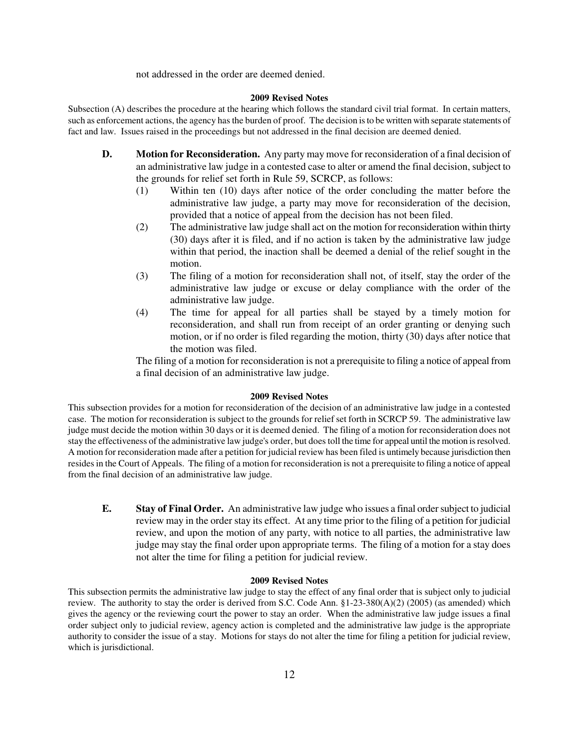not addressed in the order are deemed denied.

**2009 Revised Notes**

Subsection (A) describes the procedure at the hearing which follows the standard civil trial format. In certain matters, such as enforcement actions, the agency has the burden of proof. The decision is to be written with separate statements of fact and law. Issues raised in the proceedings but not addressed in the final decision are deemed denied.

**D. Motion for Reconsideration.** Any party may move for reconsideration of a final decision of an administrative law judge in a contested case to alter or amend the final decision, subject to the grounds for relief set forth in Rule 59, SCRCP, as follows:

(1) Within ten (10) days after notice of the order concluding the matter before the administrative law judge, a party may move for reconsideration of the decision, provided that a notice of appeal from the decision has not been filed.

(2) The administrative law judge shall act on the motion for reconsideration within thirty (30) days after it is filed, and if no action is taken by the administrative law judge within that period, the inaction shall be deemed a denial of the relief sought in the motion.

(3) The filing of a motion for reconsideration shall not, of itself, stay the order of the administrative law judge or excuse or delay compliance with the order of the administrative law judge.

(4) The time for appeal for all parties shall be stayed by a timely motion for reconsideration, and shall run from receipt of an order granting or denying such motion, or if no order is filed regarding the motion, thirty (30) days after notice that the motion was filed.

The filing of a motion for reconsideration is not a prerequisite to filing a notice of appeal from a final decision of an administrative law judge.

**2009 Revised Notes**

This subsection provides for a motion for reconsideration of the decision of an administrative law judge in a contested case. The motion for reconsideration is subject to the grounds for relief set forth in SCRCP 59. The administrative law judge must decide the motion within 30 days or it is deemed denied. The filing of a motion for reconsideration does not stay the effectiveness of the administrative law judge's order, but does toll the time for appeal until the motion is resolved. A motion for reconsideration made after a petition for judicial review has been filed is untimely because jurisdiction then resides in the Court of Appeals. The filing of a motion for reconsideration is not a prerequisite to filing a notice of appeal from the final decision of an administrative law judge.

**E. Stay of Final Order.** An administrative law judge who issues a final order subject to judicial review may in the order stay its effect. At any time prior to the filing of a petition for judicial review, and upon the motion of any party, with notice to all parties, the administrative law judge may stay the final order upon appropriate terms. The filing of a motion for a stay does not alter the time for filing a petition for judicial review.

**2009 Revised Notes**

This subsection permits the administrative law judge to stay the effect of any final order that is subject only to judicial review. The authority to stay the order is derived from S.C. Code Ann. §1-23-380(A)(2) (2005) (as amended) which gives the agency or the reviewing court the power to stay an order. When the administrative law judge issues a final order subject only to judicial review, agency action is completed and the administrative law judge is the appropriate authority to consider the issue of a stay. Motions for stays do not alter the time for filing a petition for judicial review, which is jurisdictional.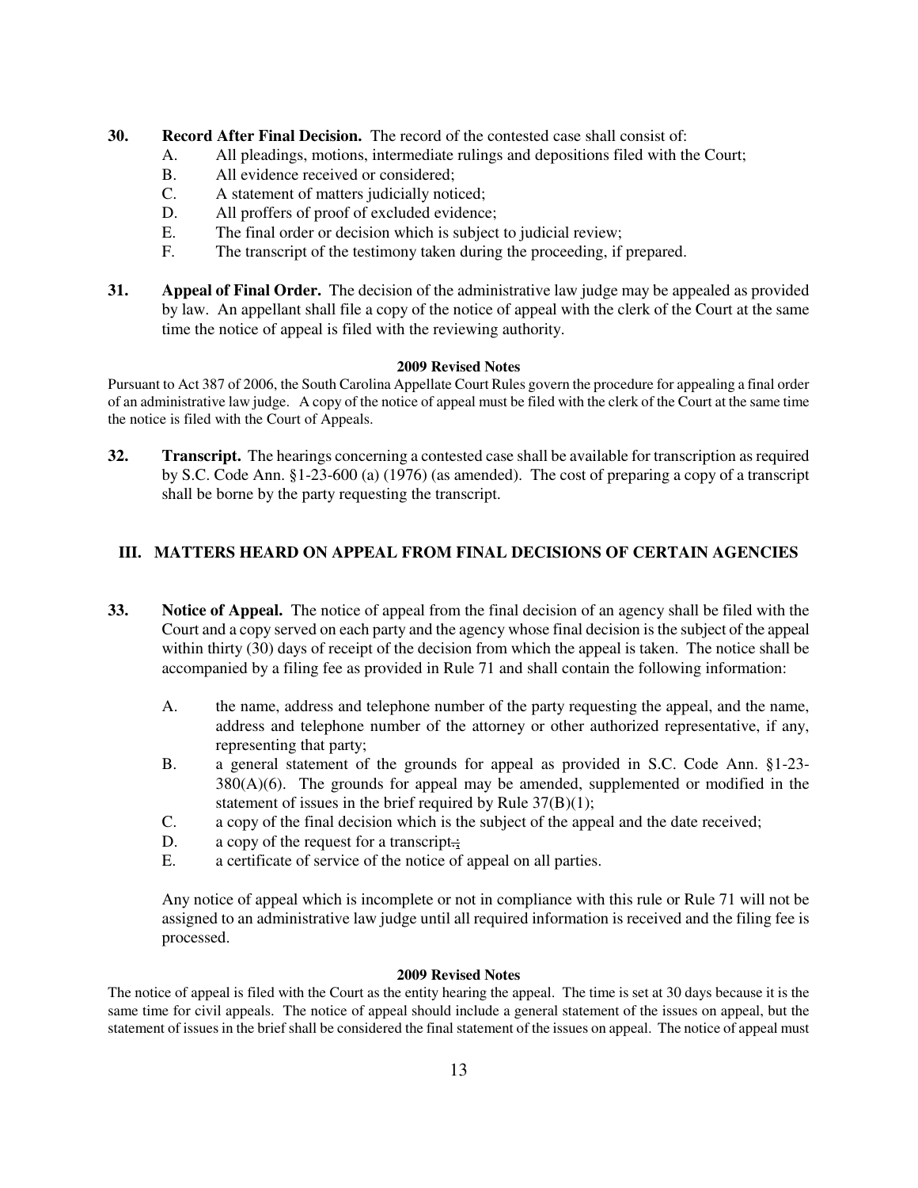**30. Record After Final Decision.** The record of the contested case shall consist of:

A. All pleadings, motions, intermediate rulings and depositions filed with the Court;
B. All evidence received or considered;
C. A statement of matters judicially noticed;
D. All proffers of proof of excluded evidence;
E. The final order or decision which is subject to judicial review;
F. The transcript of the testimony taken during the proceeding, if prepared.

**31. Appeal of Final Order.** The decision of the administrative law judge may be appealed as provided by law. An appellant shall file a copy of the notice of appeal with the clerk of the Court at the same time the notice of appeal is filed with the reviewing authority.

**2009 Revised Notes**

Pursuant to Act 387 of 2006, the South Carolina Appellate Court Rules govern the procedure for appealing a final order of an administrative law judge. A copy of the notice of appeal must be filed with the clerk of the Court at the same time the notice is filed with the Court of Appeals.

**32. Transcript.** The hearings concerning a contested case shall be available for transcription as required by S.C. Code Ann. §1-23-600 (a) (1976) (as amended). The cost of preparing a copy of a transcript shall be borne by the party requesting the transcript.

## III. MATTERS HEARD ON APPEAL FROM FINAL DECISIONS OF CERTAIN AGENCIES

**33. Notice of Appeal.** The notice of appeal from the final decision of an agency shall be filed with the Court and a copy served on each party and the agency whose final decision is the subject of the appeal within thirty (30) days of receipt of the decision from which the appeal is taken. The notice shall be accompanied by a filing fee as provided in Rule 71 and shall contain the following information:

A. the name, address and telephone number of the party requesting the appeal, and the name, address and telephone number of the attorney or other authorized representative, if any, representing that party;
B. a general statement of the grounds for appeal as provided in S.C. Code Ann. §1-23-380(A)(6). The grounds for appeal may be amended, supplemented or modified in the statement of issues in the brief required by Rule 37(B)(1);
C. a copy of the final decision which is the subject of the appeal and the date received;
D. a copy of the request for a transcript.;
E. a certificate of service of the notice of appeal on all parties.

Any notice of appeal which is incomplete or not in compliance with this rule or Rule 71 will not be assigned to an administrative law judge until all required information is received and the filing fee is processed.

**2009 Revised Notes**

The notice of appeal is filed with the Court as the entity hearing the appeal. The time is set at 30 days because it is the same time for civil appeals. The notice of appeal should include a general statement of the issues on appeal, but the statement of issues in the brief shall be considered the final statement of the issues on appeal. The notice of appeal must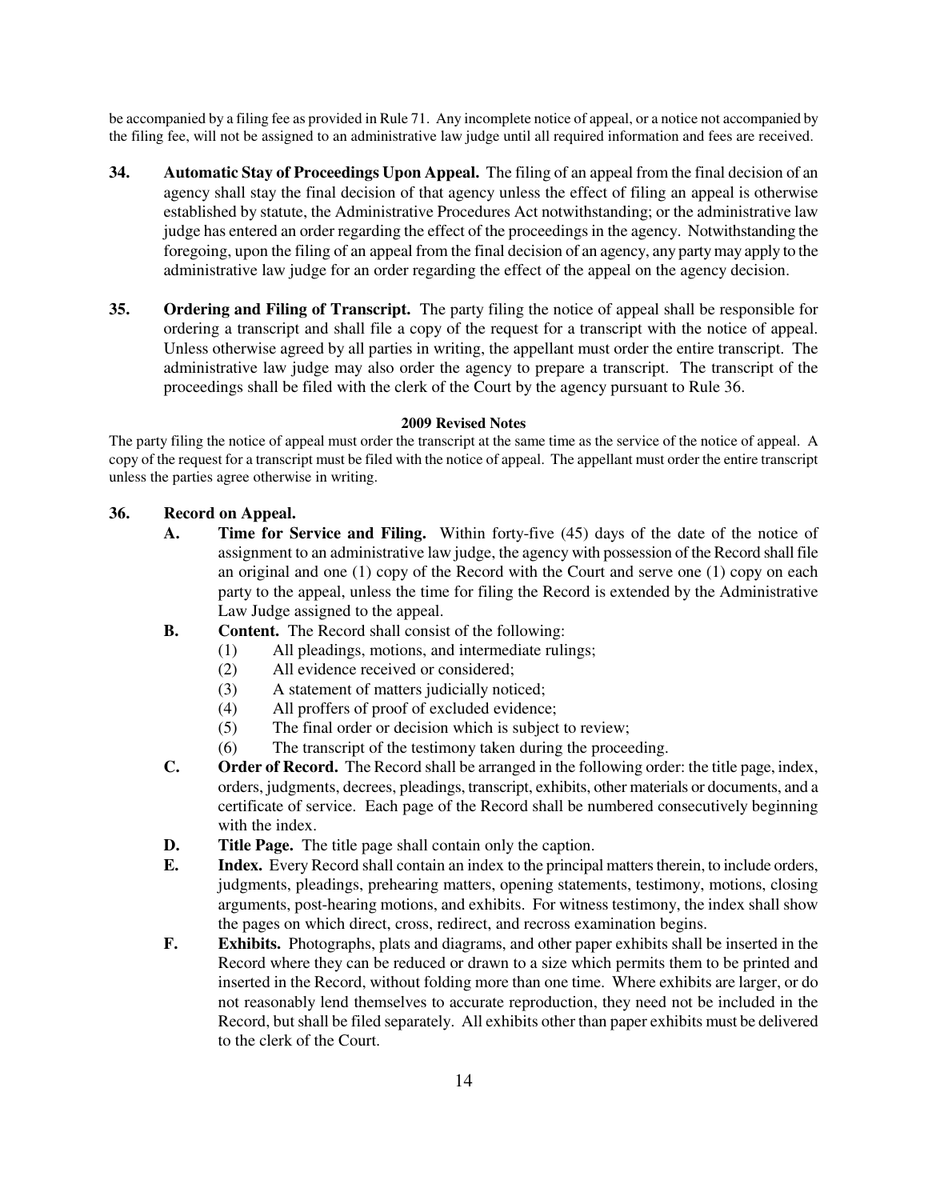be accompanied by a filing fee as provided in Rule 71. Any incomplete notice of appeal, or a notice not accompanied by the filing fee, will not be assigned to an administrative law judge until all required information and fees are received.

**34. Automatic Stay of Proceedings Upon Appeal.** The filing of an appeal from the final decision of an agency shall stay the final decision of that agency unless the effect of filing an appeal is otherwise established by statute, the Administrative Procedures Act notwithstanding; or the administrative law judge has entered an order regarding the effect of the proceedings in the agency. Notwithstanding the foregoing, upon the filing of an appeal from the final decision of an agency, any party may apply to the administrative law judge for an order regarding the effect of the appeal on the agency decision.

**35. Ordering and Filing of Transcript.** The party filing the notice of appeal shall be responsible for ordering a transcript and shall file a copy of the request for a transcript with the notice of appeal. Unless otherwise agreed by all parties in writing, the appellant must order the entire transcript. The administrative law judge may also order the agency to prepare a transcript. The transcript of the proceedings shall be filed with the clerk of the Court by the agency pursuant to Rule 36.

**2009 Revised Notes**

The party filing the notice of appeal must order the transcript at the same time as the service of the notice of appeal. A copy of the request for a transcript must be filed with the notice of appeal. The appellant must order the entire transcript unless the parties agree otherwise in writing.

**36. Record on Appeal.**

**A. Time for Service and Filing.** Within forty-five (45) days of the date of the notice of assignment to an administrative law judge, the agency with possession of the Record shall file an original and one (1) copy of the Record with the Court and serve one (1) copy on each party to the appeal, unless the time for filing the Record is extended by the Administrative Law Judge assigned to the appeal.

**B. Content.** The Record shall consist of the following:

(1) All pleadings, motions, and intermediate rulings;
(2) All evidence received or considered;
(3) A statement of matters judicially noticed;
(4) All proffers of proof of excluded evidence;
(5) The final order or decision which is subject to review;
(6) The transcript of the testimony taken during the proceeding.

**C. Order of Record.** The Record shall be arranged in the following order: the title page, index, orders, judgments, decrees, pleadings, transcript, exhibits, other materials or documents, and a certificate of service. Each page of the Record shall be numbered consecutively beginning with the index.

**D. Title Page.** The title page shall contain only the caption.

**E. Index.** Every Record shall contain an index to the principal matters therein, to include orders, judgments, pleadings, prehearing matters, opening statements, testimony, motions, closing arguments, post-hearing motions, and exhibits. For witness testimony, the index shall show the pages on which direct, cross, redirect, and recross examination begins.

**F. Exhibits.** Photographs, plats and diagrams, and other paper exhibits shall be inserted in the Record where they can be reduced or drawn to a size which permits them to be printed and inserted in the Record, without folding more than one time. Where exhibits are larger, or do not reasonably lend themselves to accurate reproduction, they need not be included in the Record, but shall be filed separately. All exhibits other than paper exhibits must be delivered to the clerk of the Court.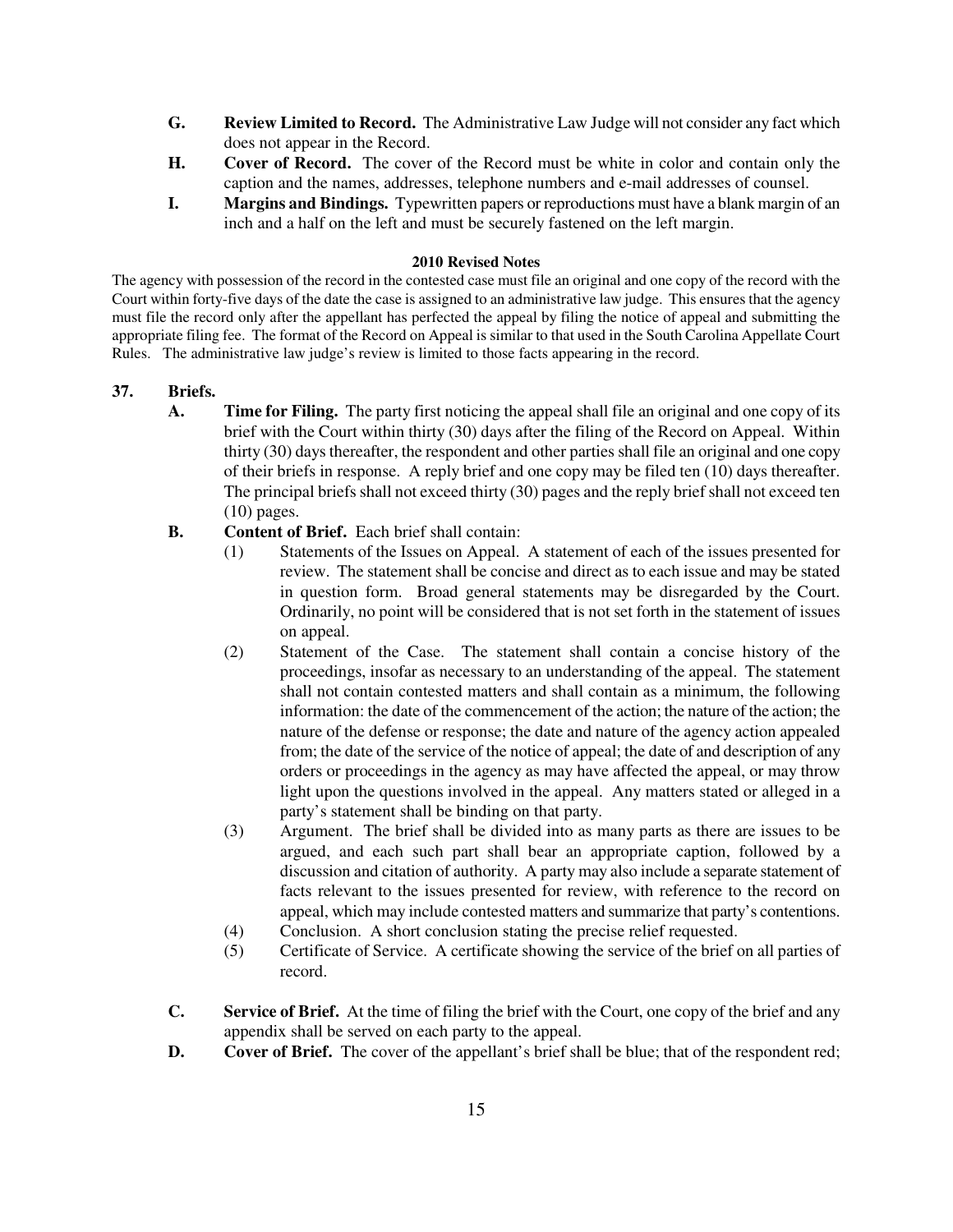**G. Review Limited to Record.** The Administrative Law Judge will not consider any fact which does not appear in the Record.

**H. Cover of Record.** The cover of the Record must be white in color and contain only the caption and the names, addresses, telephone numbers and e-mail addresses of counsel.

**I. Margins and Bindings.** Typewritten papers or reproductions must have a blank margin of an inch and a half on the left and must be securely fastened on the left margin.

**2010 Revised Notes**

The agency with possession of the record in the contested case must file an original and one copy of the record with the Court within forty-five days of the date the case is assigned to an administrative law judge. This ensures that the agency must file the record only after the appellant has perfected the appeal by filing the notice of appeal and submitting the appropriate filing fee. The format of the Record on Appeal is similar to that used in the South Carolina Appellate Court Rules. The administrative law judge's review is limited to those facts appearing in the record.

**37. Briefs.**

**A. Time for Filing.** The party first noticing the appeal shall file an original and one copy of its brief with the Court within thirty (30) days after the filing of the Record on Appeal. Within thirty (30) days thereafter, the respondent and other parties shall file an original and one copy of their briefs in response. A reply brief and one copy may be filed ten (10) days thereafter. The principal briefs shall not exceed thirty (30) pages and the reply brief shall not exceed ten (10) pages.

**B. Content of Brief.** Each brief shall contain:

(1) Statements of the Issues on Appeal. A statement of each of the issues presented for review. The statement shall be concise and direct as to each issue and may be stated in question form. Broad general statements may be disregarded by the Court. Ordinarily, no point will be considered that is not set forth in the statement of issues on appeal.

(2) Statement of the Case. The statement shall contain a concise history of the proceedings, insofar as necessary to an understanding of the appeal. The statement shall not contain contested matters and shall contain as a minimum, the following information: the date of the commencement of the action; the nature of the action; the nature of the defense or response; the date and nature of the agency action appealed from; the date of the service of the notice of appeal; the date of and description of any orders or proceedings in the agency as may have affected the appeal, or may throw light upon the questions involved in the appeal. Any matters stated or alleged in a party's statement shall be binding on that party.

(3) Argument. The brief shall be divided into as many parts as there are issues to be argued, and each such part shall bear an appropriate caption, followed by a discussion and citation of authority. A party may also include a separate statement of facts relevant to the issues presented for review, with reference to the record on appeal, which may include contested matters and summarize that party's contentions.

(4) Conclusion. A short conclusion stating the precise relief requested.

(5) Certificate of Service. A certificate showing the service of the brief on all parties of record.

**C. Service of Brief.** At the time of filing the brief with the Court, one copy of the brief and any appendix shall be served on each party to the appeal.

**D. Cover of Brief.** The cover of the appellant's brief shall be blue; that of the respondent red;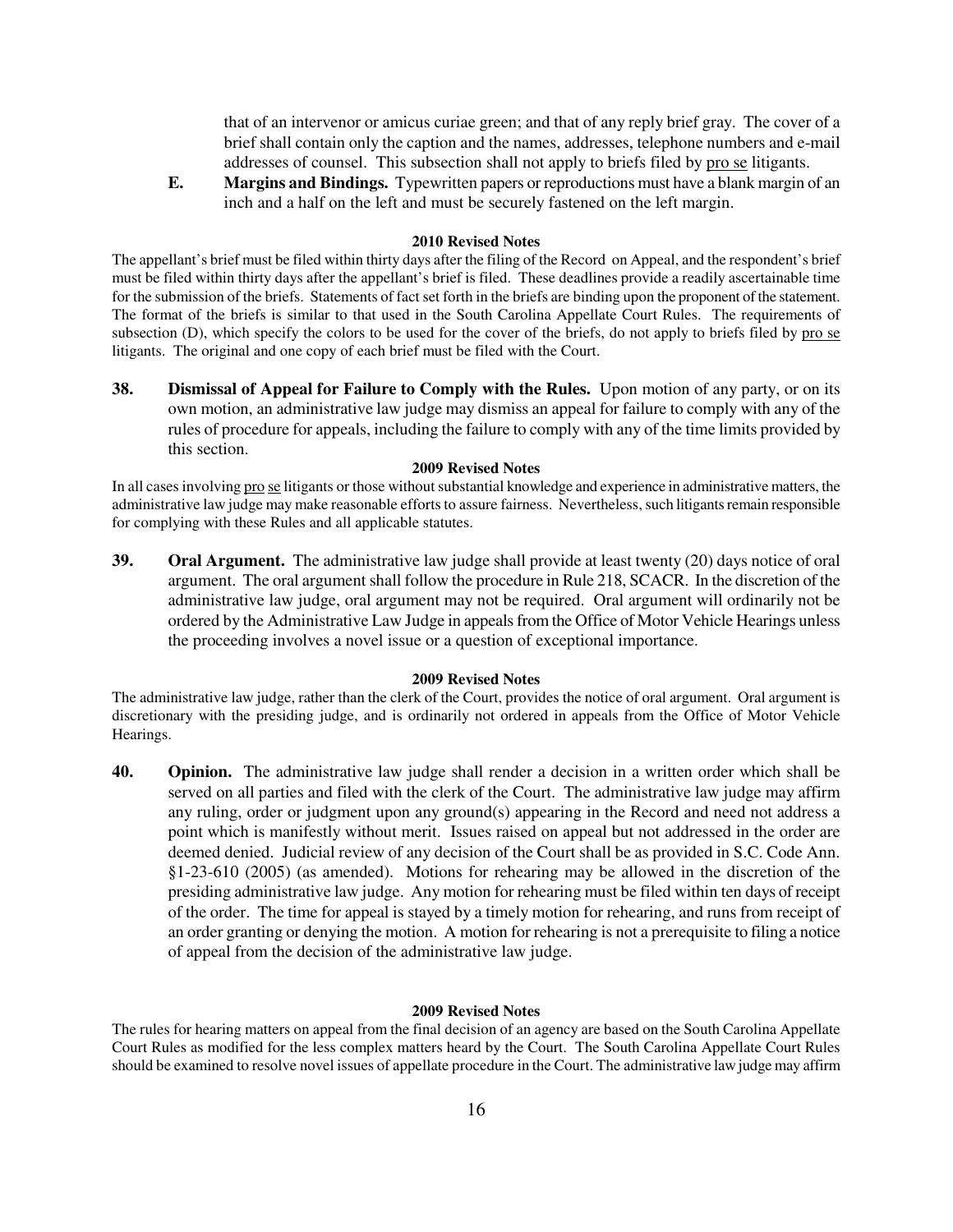that of an intervenor or amicus curiae green; and that of any reply brief gray. The cover of a brief shall contain only the caption and the names, addresses, telephone numbers and e-mail addresses of counsel. This subsection shall not apply to briefs filed by pro se litigants.

**E. Margins and Bindings.** Typewritten papers or reproductions must have a blank margin of an inch and a half on the left and must be securely fastened on the left margin.

**2010 Revised Notes**

The appellant's brief must be filed within thirty days after the filing of the Record on Appeal, and the respondent's brief must be filed within thirty days after the appellant's brief is filed. These deadlines provide a readily ascertainable time for the submission of the briefs. Statements of fact set forth in the briefs are binding upon the proponent of the statement. The format of the briefs is similar to that used in the South Carolina Appellate Court Rules. The requirements of subsection (D), which specify the colors to be used for the cover of the briefs, do not apply to briefs filed by pro se litigants. The original and one copy of each brief must be filed with the Court.

**38. Dismissal of Appeal for Failure to Comply with the Rules.** Upon motion of any party, or on its own motion, an administrative law judge may dismiss an appeal for failure to comply with any of the rules of procedure for appeals, including the failure to comply with any of the time limits provided by this section.

**2009 Revised Notes**

In all cases involving pro se litigants or those without substantial knowledge and experience in administrative matters, the administrative law judge may make reasonable efforts to assure fairness. Nevertheless, such litigants remain responsible for complying with these Rules and all applicable statutes.

**39. Oral Argument.** The administrative law judge shall provide at least twenty (20) days notice of oral argument. The oral argument shall follow the procedure in Rule 218, SCACR. In the discretion of the administrative law judge, oral argument may not be required. Oral argument will ordinarily not be ordered by the Administrative Law Judge in appeals from the Office of Motor Vehicle Hearings unless the proceeding involves a novel issue or a question of exceptional importance.

**2009 Revised Notes**

The administrative law judge, rather than the clerk of the Court, provides the notice of oral argument. Oral argument is discretionary with the presiding judge, and is ordinarily not ordered in appeals from the Office of Motor Vehicle Hearings.

**40. Opinion.** The administrative law judge shall render a decision in a written order which shall be served on all parties and filed with the clerk of the Court. The administrative law judge may affirm any ruling, order or judgment upon any ground(s) appearing in the Record and need not address a point which is manifestly without merit. Issues raised on appeal but not addressed in the order are deemed denied. Judicial review of any decision of the Court shall be as provided in S.C. Code Ann. §1-23-610 (2005) (as amended). Motions for rehearing may be allowed in the discretion of the presiding administrative law judge. Any motion for rehearing must be filed within ten days of receipt of the order. The time for appeal is stayed by a timely motion for rehearing, and runs from receipt of an order granting or denying the motion. A motion for rehearing is not a prerequisite to filing a notice of appeal from the decision of the administrative law judge.

**2009 Revised Notes**

The rules for hearing matters on appeal from the final decision of an agency are based on the South Carolina Appellate Court Rules as modified for the less complex matters heard by the Court. The South Carolina Appellate Court Rules should be examined to resolve novel issues of appellate procedure in the Court. The administrative law judge may affirm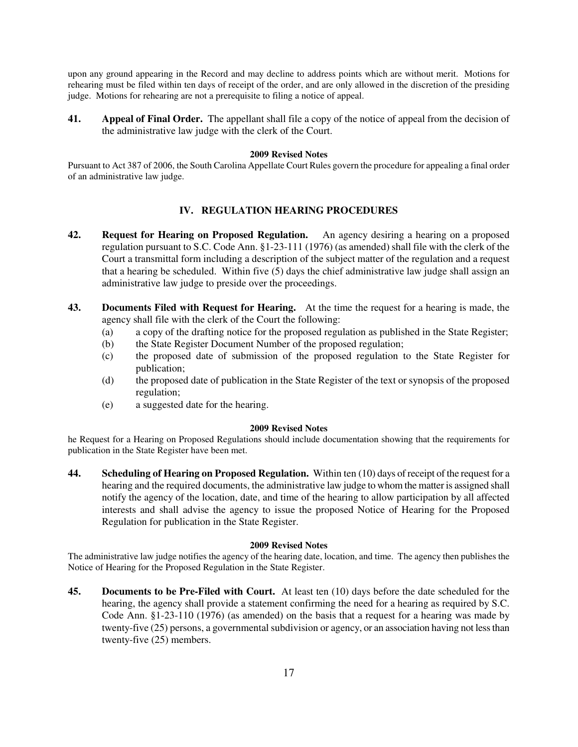upon any ground appearing in the Record and may decline to address points which are without merit. Motions for rehearing must be filed within ten days of receipt of the order, and are only allowed in the discretion of the presiding judge. Motions for rehearing are not a prerequisite to filing a notice of appeal.

**41. Appeal of Final Order.** The appellant shall file a copy of the notice of appeal from the decision of the administrative law judge with the clerk of the Court.

**2009 Revised Notes**

Pursuant to Act 387 of 2006, the South Carolina Appellate Court Rules govern the procedure for appealing a final order of an administrative law judge.

## IV. REGULATION HEARING PROCEDURES

**42. Request for Hearing on Proposed Regulation.** An agency desiring a hearing on a proposed regulation pursuant to S.C. Code Ann. §1-23-111 (1976) (as amended) shall file with the clerk of the Court a transmittal form including a description of the subject matter of the regulation and a request that a hearing be scheduled. Within five (5) days the chief administrative law judge shall assign an administrative law judge to preside over the proceedings.

**43. Documents Filed with Request for Hearing.** At the time the request for a hearing is made, the agency shall file with the clerk of the Court the following:

(a) a copy of the drafting notice for the proposed regulation as published in the State Register;
(b) the State Register Document Number of the proposed regulation;
(c) the proposed date of submission of the proposed regulation to the State Register for publication;
(d) the proposed date of publication in the State Register of the text or synopsis of the proposed regulation;
(e) a suggested date for the hearing.

**2009 Revised Notes**

he Request for a Hearing on Proposed Regulations should include documentation showing that the requirements for publication in the State Register have been met.

**44. Scheduling of Hearing on Proposed Regulation.** Within ten (10) days of receipt of the request for a hearing and the required documents, the administrative law judge to whom the matter is assigned shall notify the agency of the location, date, and time of the hearing to allow participation by all affected interests and shall advise the agency to issue the proposed Notice of Hearing for the Proposed Regulation for publication in the State Register.

**2009 Revised Notes**

The administrative law judge notifies the agency of the hearing date, location, and time. The agency then publishes the Notice of Hearing for the Proposed Regulation in the State Register.

**45. Documents to be Pre-Filed with Court.** At least ten (10) days before the date scheduled for the hearing, the agency shall provide a statement confirming the need for a hearing as required by S.C. Code Ann. §1-23-110 (1976) (as amended) on the basis that a request for a hearing was made by twenty-five (25) persons, a governmental subdivision or agency, or an association having not less than twenty-five (25) members.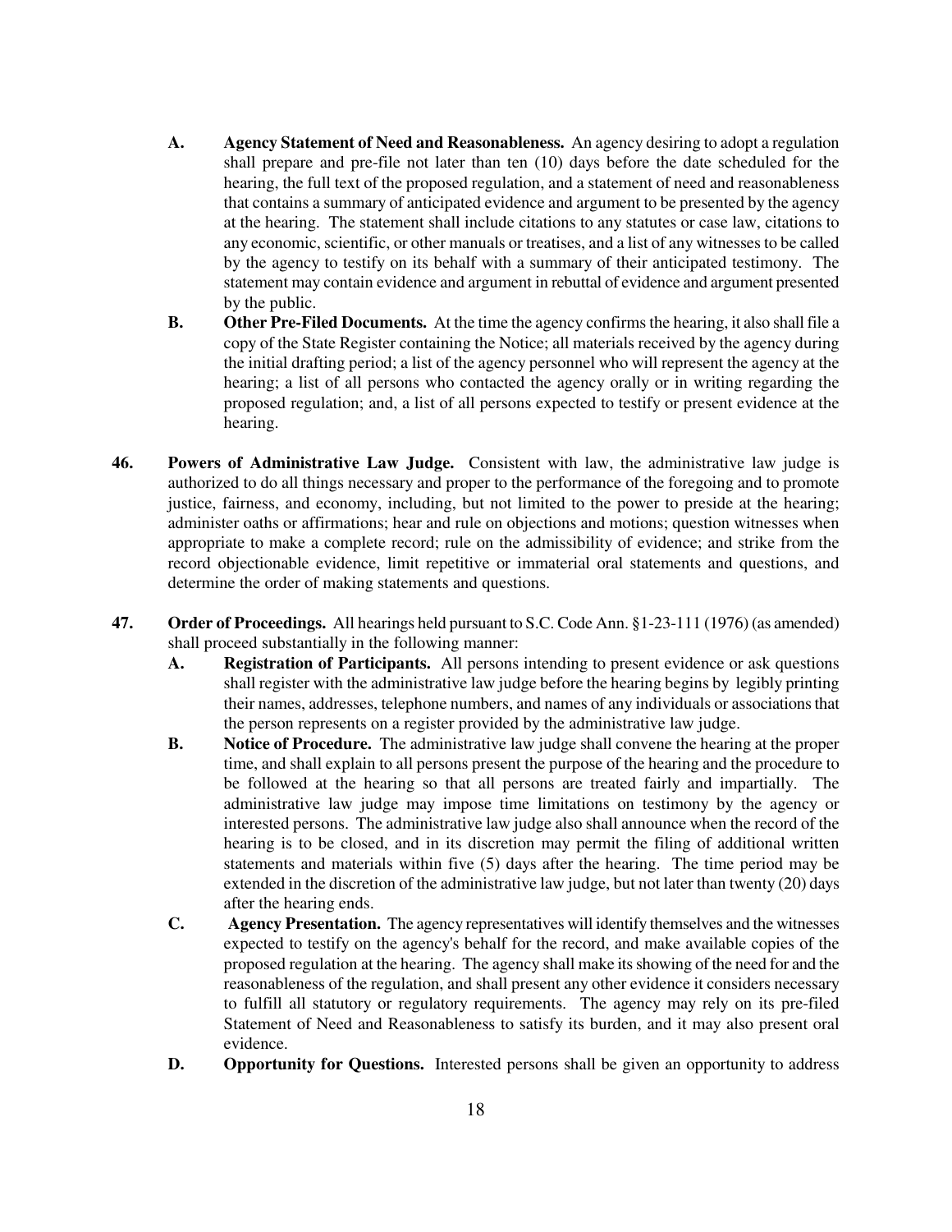**A. Agency Statement of Need and Reasonableness.** An agency desiring to adopt a regulation shall prepare and pre-file not later than ten (10) days before the date scheduled for the hearing, the full text of the proposed regulation, and a statement of need and reasonableness that contains a summary of anticipated evidence and argument to be presented by the agency at the hearing. The statement shall include citations to any statutes or case law, citations to any economic, scientific, or other manuals or treatises, and a list of any witnesses to be called by the agency to testify on its behalf with a summary of their anticipated testimony. The statement may contain evidence and argument in rebuttal of evidence and argument presented by the public.

**B. Other Pre-Filed Documents.** At the time the agency confirms the hearing, it also shall file a copy of the State Register containing the Notice; all materials received by the agency during the initial drafting period; a list of the agency personnel who will represent the agency at the hearing; a list of all persons who contacted the agency orally or in writing regarding the proposed regulation; and, a list of all persons expected to testify or present evidence at the hearing.

**46. Powers of Administrative Law Judge.** Consistent with law, the administrative law judge is authorized to do all things necessary and proper to the performance of the foregoing and to promote justice, fairness, and economy, including, but not limited to the power to preside at the hearing; administer oaths or affirmations; hear and rule on objections and motions; question witnesses when appropriate to make a complete record; rule on the admissibility of evidence; and strike from the record objectionable evidence, limit repetitive or immaterial oral statements and questions, and determine the order of making statements and questions.

**47. Order of Proceedings.** All hearings held pursuant to S.C. Code Ann. §1-23-111 (1976) (as amended) shall proceed substantially in the following manner:

**A. Registration of Participants.** All persons intending to present evidence or ask questions shall register with the administrative law judge before the hearing begins by legibly printing their names, addresses, telephone numbers, and names of any individuals or associations that the person represents on a register provided by the administrative law judge.

**B. Notice of Procedure.** The administrative law judge shall convene the hearing at the proper time, and shall explain to all persons present the purpose of the hearing and the procedure to be followed at the hearing so that all persons are treated fairly and impartially. The administrative law judge may impose time limitations on testimony by the agency or interested persons. The administrative law judge also shall announce when the record of the hearing is to be closed, and in its discretion may permit the filing of additional written statements and materials within five (5) days after the hearing. The time period may be extended in the discretion of the administrative law judge, but not later than twenty (20) days after the hearing ends.

**C. Agency Presentation.** The agency representatives will identify themselves and the witnesses expected to testify on the agency's behalf for the record, and make available copies of the proposed regulation at the hearing. The agency shall make its showing of the need for and the reasonableness of the regulation, and shall present any other evidence it considers necessary to fulfill all statutory or regulatory requirements. The agency may rely on its pre-filed Statement of Need and Reasonableness to satisfy its burden, and it may also present oral evidence.

**D. Opportunity for Questions.** Interested persons shall be given an opportunity to address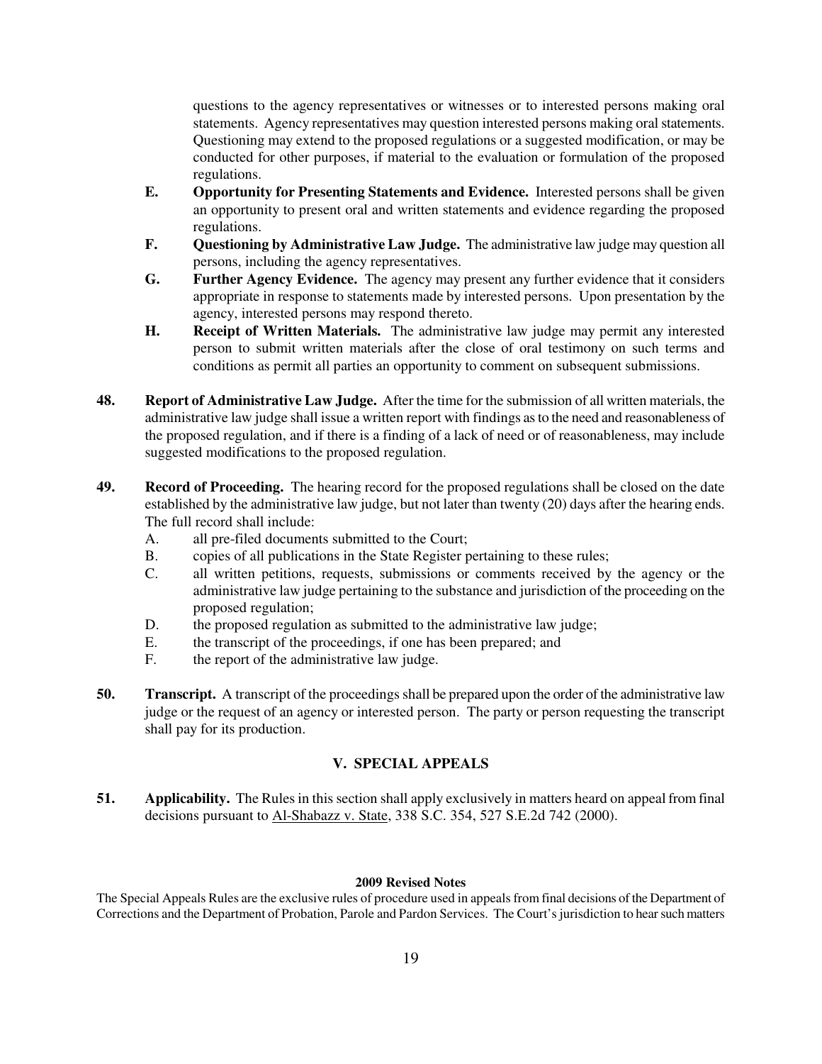questions to the agency representatives or witnesses or to interested persons making oral statements. Agency representatives may question interested persons making oral statements. Questioning may extend to the proposed regulations or a suggested modification, or may be conducted for other purposes, if material to the evaluation or formulation of the proposed regulations.

**E. Opportunity for Presenting Statements and Evidence.** Interested persons shall be given an opportunity to present oral and written statements and evidence regarding the proposed regulations.

**F. Questioning by Administrative Law Judge.** The administrative law judge may question all persons, including the agency representatives.

**G. Further Agency Evidence.** The agency may present any further evidence that it considers appropriate in response to statements made by interested persons. Upon presentation by the agency, interested persons may respond thereto.

**H. Receipt of Written Materials.** The administrative law judge may permit any interested person to submit written materials after the close of oral testimony on such terms and conditions as permit all parties an opportunity to comment on subsequent submissions.

**48. Report of Administrative Law Judge.** After the time for the submission of all written materials, the administrative law judge shall issue a written report with findings as to the need and reasonableness of the proposed regulation, and if there is a finding of a lack of need or of reasonableness, may include suggested modifications to the proposed regulation.

**49. Record of Proceeding.** The hearing record for the proposed regulations shall be closed on the date established by the administrative law judge, but not later than twenty (20) days after the hearing ends. The full record shall include:

A. all pre-filed documents submitted to the Court;

B. copies of all publications in the State Register pertaining to these rules;

C. all written petitions, requests, submissions or comments received by the agency or the administrative law judge pertaining to the substance and jurisdiction of the proceeding on the proposed regulation;

D. the proposed regulation as submitted to the administrative law judge;

E. the transcript of the proceedings, if one has been prepared; and

F. the report of the administrative law judge.

**50. Transcript.** A transcript of the proceedings shall be prepared upon the order of the administrative law judge or the request of an agency or interested person. The party or person requesting the transcript shall pay for its production.

## V. SPECIAL APPEALS

**51. Applicability.** The Rules in this section shall apply exclusively in matters heard on appeal from final decisions pursuant to Al-Shabazz v. State, 338 S.C. 354, 527 S.E.2d 742 (2000).

**2009 Revised Notes**

The Special Appeals Rules are the exclusive rules of procedure used in appeals from final decisions of the Department of Corrections and the Department of Probation, Parole and Pardon Services. The Court's jurisdiction to hear such matters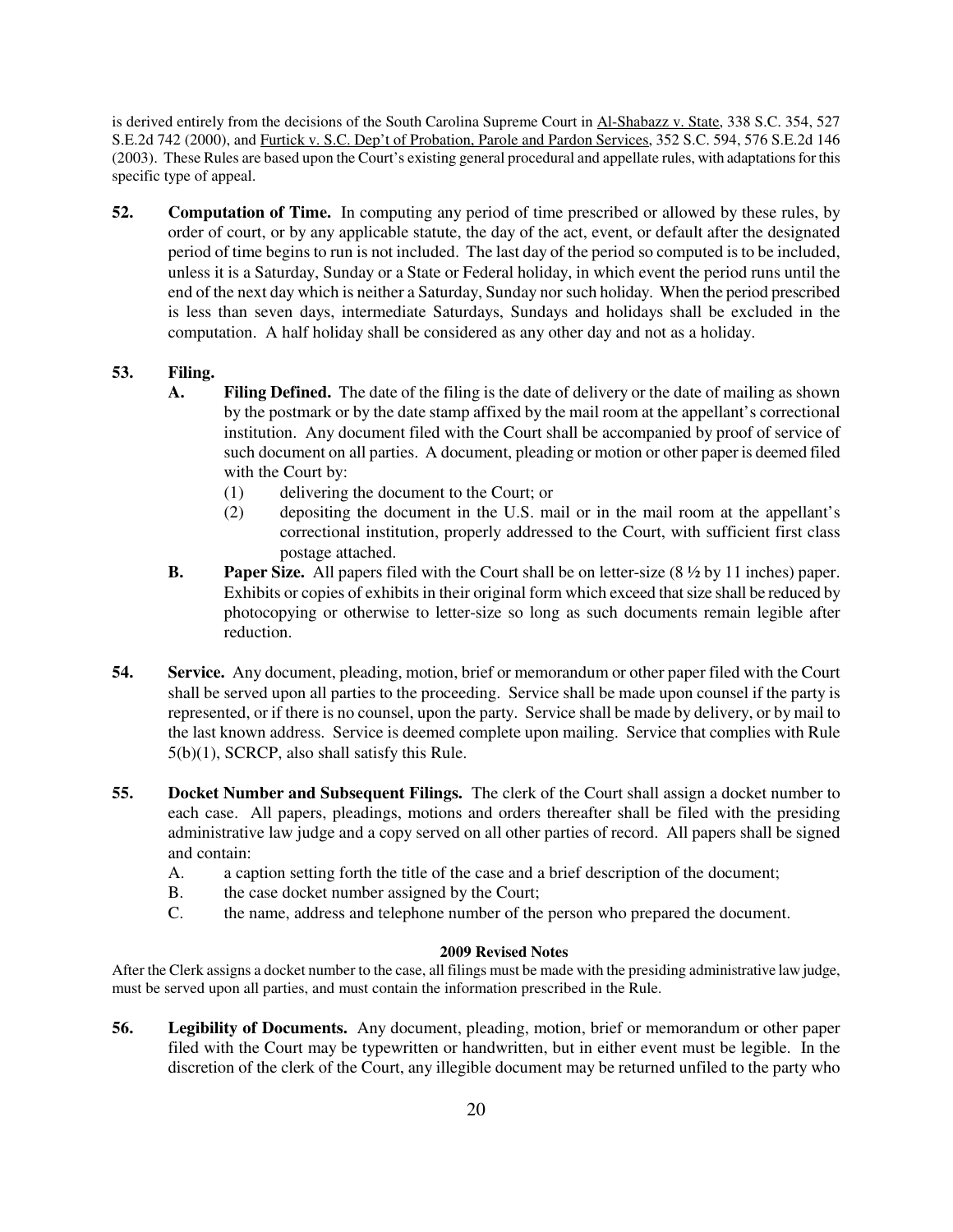is derived entirely from the decisions of the South Carolina Supreme Court in Al-Shabazz v. State, 338 S.C. 354, 527 S.E.2d 742 (2000), and Furtick v. S.C. Dep't of Probation, Parole and Pardon Services, 352 S.C. 594, 576 S.E.2d 146 (2003). These Rules are based upon the Court's existing general procedural and appellate rules, with adaptations for this specific type of appeal.

**52. Computation of Time.** In computing any period of time prescribed or allowed by these rules, by order of court, or by any applicable statute, the day of the act, event, or default after the designated period of time begins to run is not included. The last day of the period so computed is to be included, unless it is a Saturday, Sunday or a State or Federal holiday, in which event the period runs until the end of the next day which is neither a Saturday, Sunday nor such holiday. When the period prescribed is less than seven days, intermediate Saturdays, Sundays and holidays shall be excluded in the computation. A half holiday shall be considered as any other day and not as a holiday.

**53. Filing.**

**A. Filing Defined.** The date of the filing is the date of delivery or the date of mailing as shown by the postmark or by the date stamp affixed by the mail room at the appellant's correctional institution. Any document filed with the Court shall be accompanied by proof of service of such document on all parties. A document, pleading or motion or other paper is deemed filed with the Court by:

(1) delivering the document to the Court; or

(2) depositing the document in the U.S. mail or in the mail room at the appellant's correctional institution, properly addressed to the Court, with sufficient first class postage attached.

**B. Paper Size.** All papers filed with the Court shall be on letter-size (8 ½ by 11 inches) paper. Exhibits or copies of exhibits in their original form which exceed that size shall be reduced by photocopying or otherwise to letter-size so long as such documents remain legible after reduction.

**54. Service.** Any document, pleading, motion, brief or memorandum or other paper filed with the Court shall be served upon all parties to the proceeding. Service shall be made upon counsel if the party is represented, or if there is no counsel, upon the party. Service shall be made by delivery, or by mail to the last known address. Service is deemed complete upon mailing. Service that complies with Rule 5(b)(1), SCRCP, also shall satisfy this Rule.

**55. Docket Number and Subsequent Filings.** The clerk of the Court shall assign a docket number to each case. All papers, pleadings, motions and orders thereafter shall be filed with the presiding administrative law judge and a copy served on all other parties of record. All papers shall be signed and contain:

A. a caption setting forth the title of the case and a brief description of the document;

B. the case docket number assigned by the Court;

C. the name, address and telephone number of the person who prepared the document.

**2009 Revised Notes**

After the Clerk assigns a docket number to the case, all filings must be made with the presiding administrative law judge, must be served upon all parties, and must contain the information prescribed in the Rule.

**56. Legibility of Documents.** Any document, pleading, motion, brief or memorandum or other paper filed with the Court may be typewritten or handwritten, but in either event must be legible. In the discretion of the clerk of the Court, any illegible document may be returned unfiled to the party who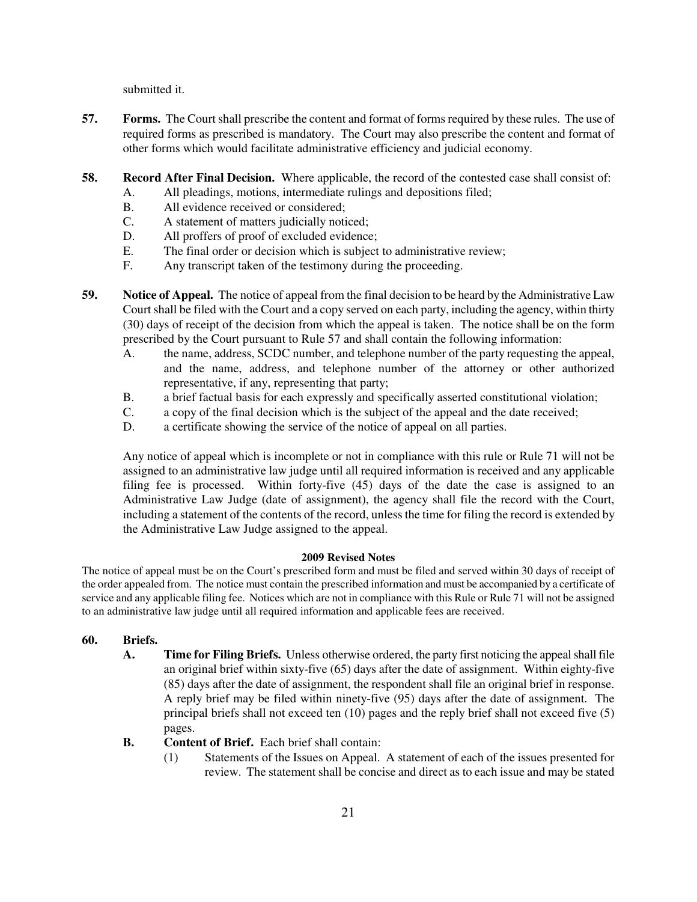submitted it.

**57. Forms.** The Court shall prescribe the content and format of forms required by these rules. The use of required forms as prescribed is mandatory. The Court may also prescribe the content and format of other forms which would facilitate administrative efficiency and judicial economy.

**58. Record After Final Decision.** Where applicable, the record of the contested case shall consist of:

A. All pleadings, motions, intermediate rulings and depositions filed;
B. All evidence received or considered;
C. A statement of matters judicially noticed;
D. All proffers of proof of excluded evidence;
E. The final order or decision which is subject to administrative review;
F. Any transcript taken of the testimony during the proceeding.

**59. Notice of Appeal.** The notice of appeal from the final decision to be heard by the Administrative Law Court shall be filed with the Court and a copy served on each party, including the agency, within thirty (30) days of receipt of the decision from which the appeal is taken. The notice shall be on the form prescribed by the Court pursuant to Rule 57 and shall contain the following information:

A. the name, address, SCDC number, and telephone number of the party requesting the appeal, and the name, address, and telephone number of the attorney or other authorized representative, if any, representing that party;
B. a brief factual basis for each expressly and specifically asserted constitutional violation;
C. a copy of the final decision which is the subject of the appeal and the date received;
D. a certificate showing the service of the notice of appeal on all parties.

Any notice of appeal which is incomplete or not in compliance with this rule or Rule 71 will not be assigned to an administrative law judge until all required information is received and any applicable filing fee is processed. Within forty-five (45) days of the date the case is assigned to an Administrative Law Judge (date of assignment), the agency shall file the record with the Court, including a statement of the contents of the record, unless the time for filing the record is extended by the Administrative Law Judge assigned to the appeal.

**2009 Revised Notes**

The notice of appeal must be on the Court's prescribed form and must be filed and served within 30 days of receipt of the order appealed from. The notice must contain the prescribed information and must be accompanied by a certificate of service and any applicable filing fee. Notices which are not in compliance with this Rule or Rule 71 will not be assigned to an administrative law judge until all required information and applicable fees are received.

**60. Briefs.**

**A. Time for Filing Briefs.** Unless otherwise ordered, the party first noticing the appeal shall file an original brief within sixty-five (65) days after the date of assignment. Within eighty-five (85) days after the date of assignment, the respondent shall file an original brief in response. A reply brief may be filed within ninety-five (95) days after the date of assignment. The principal briefs shall not exceed ten (10) pages and the reply brief shall not exceed five (5) pages.

**B. Content of Brief.** Each brief shall contain:

(1) Statements of the Issues on Appeal. A statement of each of the issues presented for review. The statement shall be concise and direct as to each issue and may be stated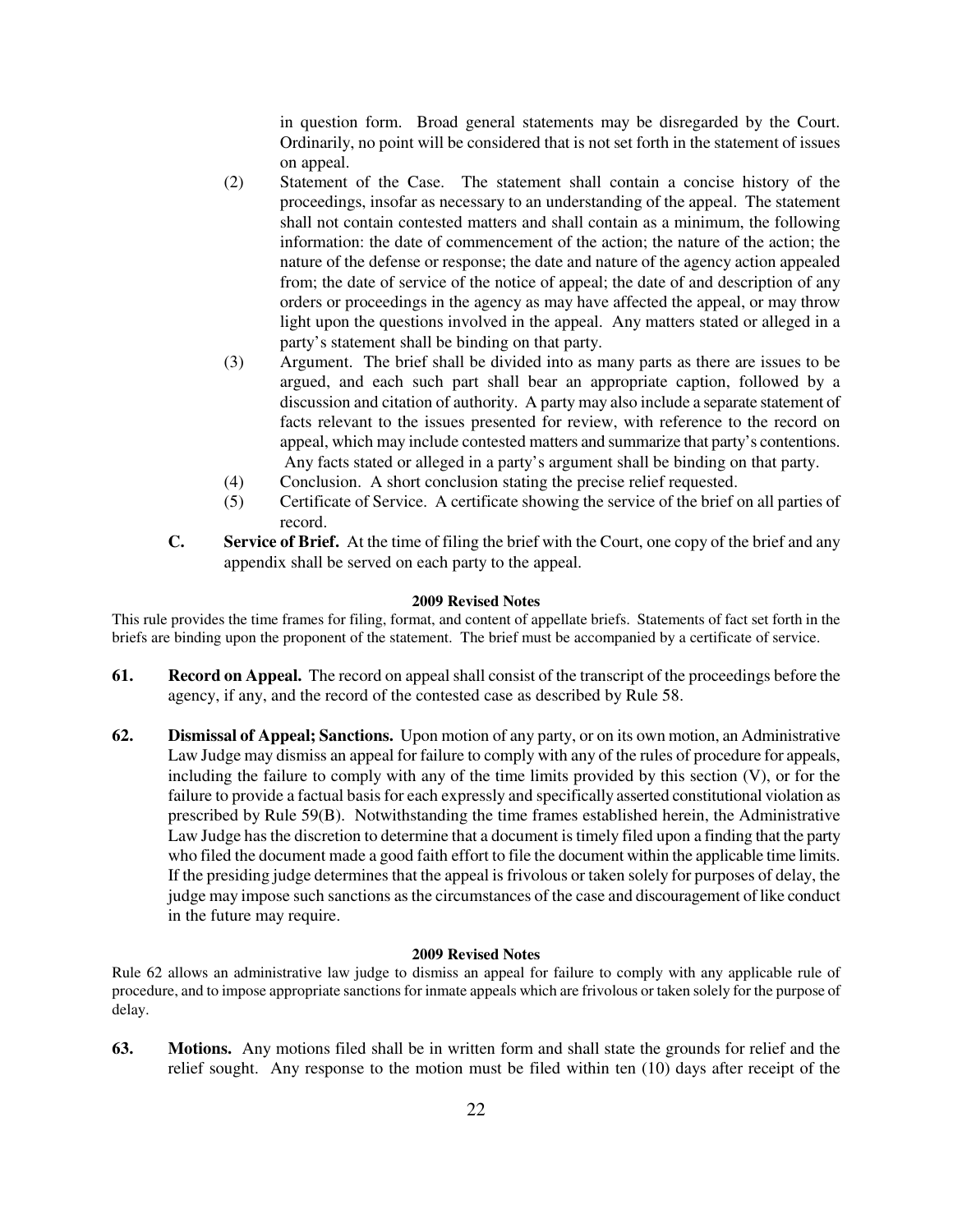in question form. Broad general statements may be disregarded by the Court. Ordinarily, no point will be considered that is not set forth in the statement of issues on appeal.

(2) Statement of the Case. The statement shall contain a concise history of the proceedings, insofar as necessary to an understanding of the appeal. The statement shall not contain contested matters and shall contain as a minimum, the following information: the date of commencement of the action; the nature of the action; the nature of the defense or response; the date and nature of the agency action appealed from; the date of service of the notice of appeal; the date of and description of any orders or proceedings in the agency as may have affected the appeal, or may throw light upon the questions involved in the appeal. Any matters stated or alleged in a party's statement shall be binding on that party.

(3) Argument. The brief shall be divided into as many parts as there are issues to be argued, and each such part shall bear an appropriate caption, followed by a discussion and citation of authority. A party may also include a separate statement of facts relevant to the issues presented for review, with reference to the record on appeal, which may include contested matters and summarize that party's contentions. Any facts stated or alleged in a party's argument shall be binding on that party.

(4) Conclusion. A short conclusion stating the precise relief requested.

(5) Certificate of Service. A certificate showing the service of the brief on all parties of record.

**C. Service of Brief.** At the time of filing the brief with the Court, one copy of the brief and any appendix shall be served on each party to the appeal.

**2009 Revised Notes**

This rule provides the time frames for filing, format, and content of appellate briefs. Statements of fact set forth in the briefs are binding upon the proponent of the statement. The brief must be accompanied by a certificate of service.

**61. Record on Appeal.** The record on appeal shall consist of the transcript of the proceedings before the agency, if any, and the record of the contested case as described by Rule 58.

**62. Dismissal of Appeal; Sanctions.** Upon motion of any party, or on its own motion, an Administrative Law Judge may dismiss an appeal for failure to comply with any of the rules of procedure for appeals, including the failure to comply with any of the time limits provided by this section (V), or for the failure to provide a factual basis for each expressly and specifically asserted constitutional violation as prescribed by Rule 59(B). Notwithstanding the time frames established herein, the Administrative Law Judge has the discretion to determine that a document is timely filed upon a finding that the party who filed the document made a good faith effort to file the document within the applicable time limits. If the presiding judge determines that the appeal is frivolous or taken solely for purposes of delay, the judge may impose such sanctions as the circumstances of the case and discouragement of like conduct in the future may require.

**2009 Revised Notes**

Rule 62 allows an administrative law judge to dismiss an appeal for failure to comply with any applicable rule of procedure, and to impose appropriate sanctions for inmate appeals which are frivolous or taken solely for the purpose of delay.

**63. Motions.** Any motions filed shall be in written form and shall state the grounds for relief and the relief sought. Any response to the motion must be filed within ten (10) days after receipt of the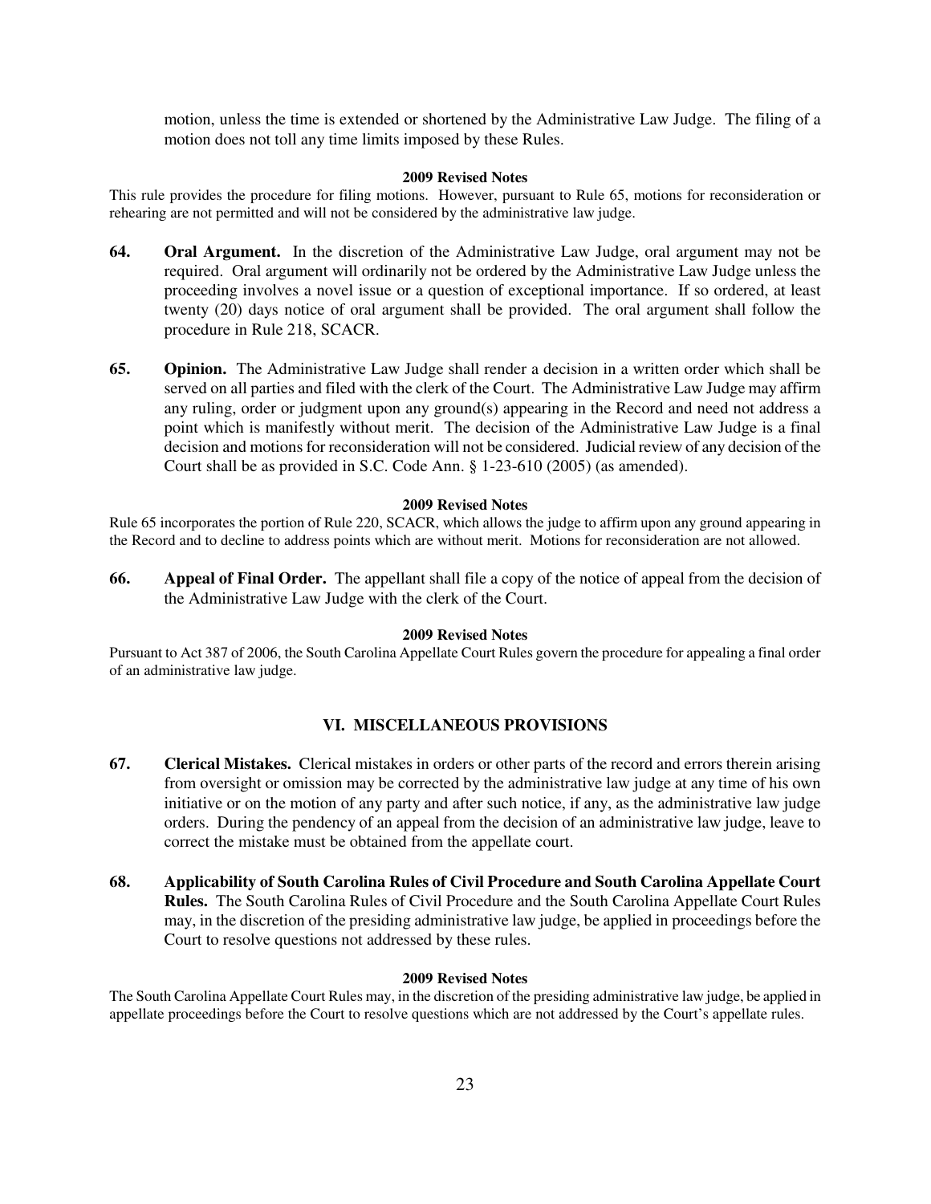motion, unless the time is extended or shortened by the Administrative Law Judge. The filing of a motion does not toll any time limits imposed by these Rules.

**2009 Revised Notes**

This rule provides the procedure for filing motions. However, pursuant to Rule 65, motions for reconsideration or rehearing are not permitted and will not be considered by the administrative law judge.

**64. Oral Argument.** In the discretion of the Administrative Law Judge, oral argument may not be required. Oral argument will ordinarily not be ordered by the Administrative Law Judge unless the proceeding involves a novel issue or a question of exceptional importance. If so ordered, at least twenty (20) days notice of oral argument shall be provided. The oral argument shall follow the procedure in Rule 218, SCACR.

**65. Opinion.** The Administrative Law Judge shall render a decision in a written order which shall be served on all parties and filed with the clerk of the Court. The Administrative Law Judge may affirm any ruling, order or judgment upon any ground(s) appearing in the Record and need not address a point which is manifestly without merit. The decision of the Administrative Law Judge is a final decision and motions for reconsideration will not be considered. Judicial review of any decision of the Court shall be as provided in S.C. Code Ann. § 1-23-610 (2005) (as amended).

**2009 Revised Notes**

Rule 65 incorporates the portion of Rule 220, SCACR, which allows the judge to affirm upon any ground appearing in the Record and to decline to address points which are without merit. Motions for reconsideration are not allowed.

**66. Appeal of Final Order.** The appellant shall file a copy of the notice of appeal from the decision of the Administrative Law Judge with the clerk of the Court.

**2009 Revised Notes**

Pursuant to Act 387 of 2006, the South Carolina Appellate Court Rules govern the procedure for appealing a final order of an administrative law judge.

## VI. MISCELLANEOUS PROVISIONS

**67. Clerical Mistakes.** Clerical mistakes in orders or other parts of the record and errors therein arising from oversight or omission may be corrected by the administrative law judge at any time of his own initiative or on the motion of any party and after such notice, if any, as the administrative law judge orders. During the pendency of an appeal from the decision of an administrative law judge, leave to correct the mistake must be obtained from the appellate court.

**68. Applicability of South Carolina Rules of Civil Procedure and South Carolina Appellate Court Rules.** The South Carolina Rules of Civil Procedure and the South Carolina Appellate Court Rules may, in the discretion of the presiding administrative law judge, be applied in proceedings before the Court to resolve questions not addressed by these rules.

**2009 Revised Notes**

The South Carolina Appellate Court Rules may, in the discretion of the presiding administrative law judge, be applied in appellate proceedings before the Court to resolve questions which are not addressed by the Court's appellate rules.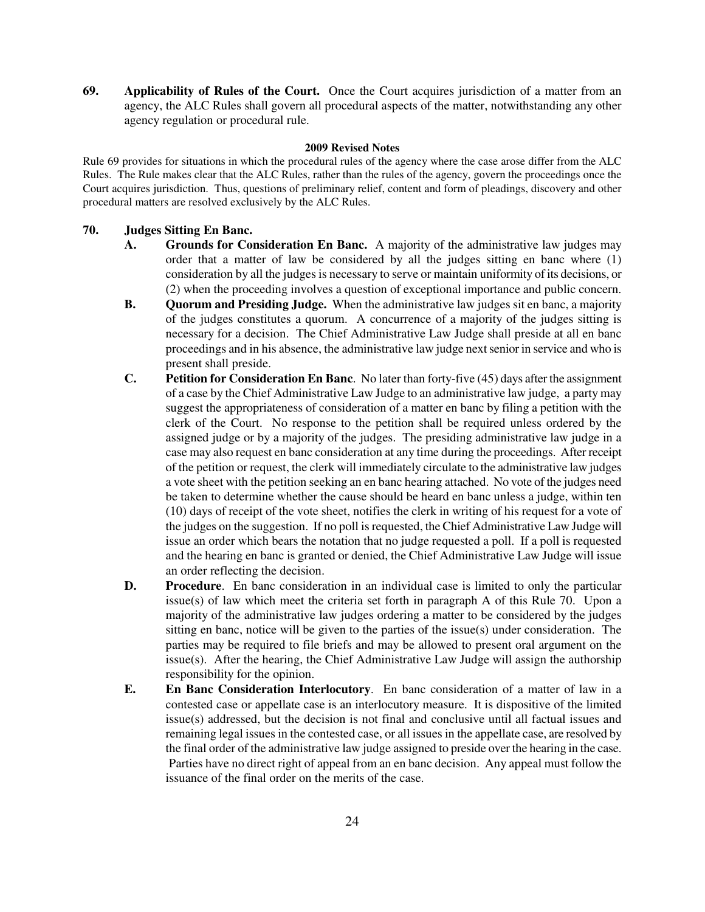**69. Applicability of Rules of the Court.** Once the Court acquires jurisdiction of a matter from an agency, the ALC Rules shall govern all procedural aspects of the matter, notwithstanding any other agency regulation or procedural rule.

**2009 Revised Notes**

Rule 69 provides for situations in which the procedural rules of the agency where the case arose differ from the ALC Rules. The Rule makes clear that the ALC Rules, rather than the rules of the agency, govern the proceedings once the Court acquires jurisdiction. Thus, questions of preliminary relief, content and form of pleadings, discovery and other procedural matters are resolved exclusively by the ALC Rules.

**70. Judges Sitting En Banc.**

**A. Grounds for Consideration En Banc.** A majority of the administrative law judges may order that a matter of law be considered by all the judges sitting en banc where (1) consideration by all the judges is necessary to serve or maintain uniformity of its decisions, or (2) when the proceeding involves a question of exceptional importance and public concern.

**B. Quorum and Presiding Judge.** When the administrative law judges sit en banc, a majority of the judges constitutes a quorum. A concurrence of a majority of the judges sitting is necessary for a decision. The Chief Administrative Law Judge shall preside at all en banc proceedings and in his absence, the administrative law judge next senior in service and who is present shall preside.

**C. Petition for Consideration En Banc**. No later than forty-five (45) days after the assignment of a case by the Chief Administrative Law Judge to an administrative law judge, a party may suggest the appropriateness of consideration of a matter en banc by filing a petition with the clerk of the Court. No response to the petition shall be required unless ordered by the assigned judge or by a majority of the judges. The presiding administrative law judge in a case may also request en banc consideration at any time during the proceedings. After receipt of the petition or request, the clerk will immediately circulate to the administrative law judges a vote sheet with the petition seeking an en banc hearing attached. No vote of the judges need be taken to determine whether the cause should be heard en banc unless a judge, within ten (10) days of receipt of the vote sheet, notifies the clerk in writing of his request for a vote of the judges on the suggestion. If no poll is requested, the Chief Administrative Law Judge will issue an order which bears the notation that no judge requested a poll. If a poll is requested and the hearing en banc is granted or denied, the Chief Administrative Law Judge will issue an order reflecting the decision.

**D. Procedure**. En banc consideration in an individual case is limited to only the particular issue(s) of law which meet the criteria set forth in paragraph A of this Rule 70. Upon a majority of the administrative law judges ordering a matter to be considered by the judges sitting en banc, notice will be given to the parties of the issue(s) under consideration. The parties may be required to file briefs and may be allowed to present oral argument on the issue(s). After the hearing, the Chief Administrative Law Judge will assign the authorship responsibility for the opinion.

**E. En Banc Consideration Interlocutory**. En banc consideration of a matter of law in a contested case or appellate case is an interlocutory measure. It is dispositive of the limited issue(s) addressed, but the decision is not final and conclusive until all factual issues and remaining legal issues in the contested case, or all issues in the appellate case, are resolved by the final order of the administrative law judge assigned to preside over the hearing in the case. Parties have no direct right of appeal from an en banc decision. Any appeal must follow the issuance of the final order on the merits of the case.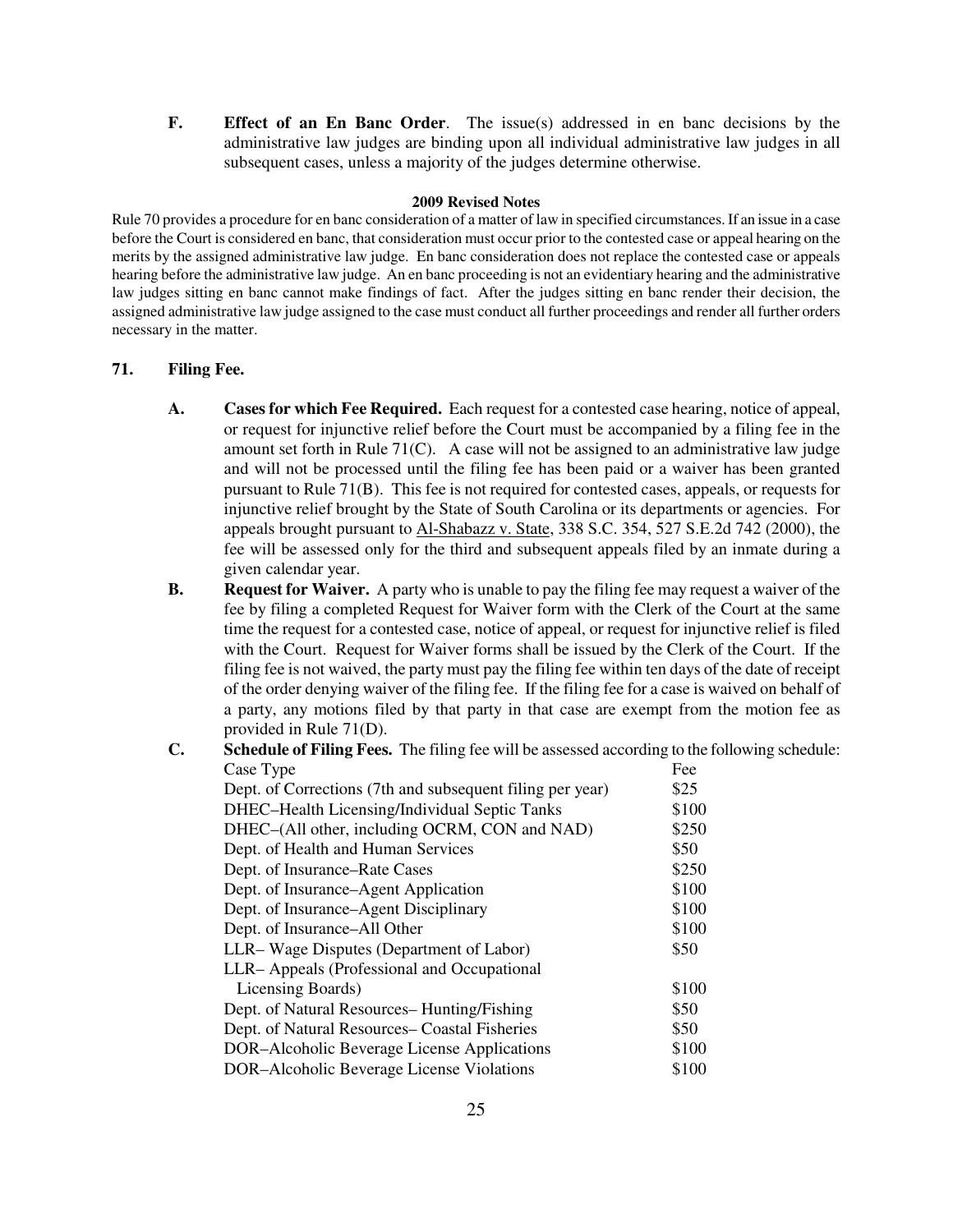**F. Effect of an En Banc Order**. The issue(s) addressed in en banc decisions by the administrative law judges are binding upon all individual administrative law judges in all subsequent cases, unless a majority of the judges determine otherwise.

**2009 Revised Notes**

Rule 70 provides a procedure for en banc consideration of a matter of law in specified circumstances. If an issue in a case before the Court is considered en banc, that consideration must occur prior to the contested case or appeal hearing on the merits by the assigned administrative law judge. En banc consideration does not replace the contested case or appeals hearing before the administrative law judge. An en banc proceeding is not an evidentiary hearing and the administrative law judges sitting en banc cannot make findings of fact. After the judges sitting en banc render their decision, the assigned administrative law judge assigned to the case must conduct all further proceedings and render all further orders necessary in the matter.

## 71. Filing Fee.

**A. Cases for which Fee Required.** Each request for a contested case hearing, notice of appeal, or request for injunctive relief before the Court must be accompanied by a filing fee in the amount set forth in Rule 71(C). A case will not be assigned to an administrative law judge and will not be processed until the filing fee has been paid or a waiver has been granted pursuant to Rule 71(B). This fee is not required for contested cases, appeals, or requests for injunctive relief brought by the State of South Carolina or its departments or agencies. For appeals brought pursuant to Al-Shabazz v. State, 338 S.C. 354, 527 S.E.2d 742 (2000), the fee will be assessed only for the third and subsequent appeals filed by an inmate during a given calendar year.

**B. Request for Waiver.** A party who is unable to pay the filing fee may request a waiver of the fee by filing a completed Request for Waiver form with the Clerk of the Court at the same time the request for a contested case, notice of appeal, or request for injunctive relief is filed with the Court. Request for Waiver forms shall be issued by the Clerk of the Court. If the filing fee is not waived, the party must pay the filing fee within ten days of the date of receipt of the order denying waiver of the filing fee. If the filing fee for a case is waived on behalf of a party, any motions filed by that party in that case are exempt from the motion fee as provided in Rule 71(D).

**C. Schedule of Filing Fees.** The filing fee will be assessed according to the following schedule:

| Case Type | Fee |
|---|---|
| Dept. of Corrections (7th and subsequent filing per year) | $25 |
| DHEC–Health Licensing/Individual Septic Tanks | $100 |
| DHEC–(All other, including OCRM, CON and NAD) | $250 |
| Dept. of Health and Human Services | $50 |
| Dept. of Insurance–Rate Cases | $250 |
| Dept. of Insurance–Agent Application | $100 |
| Dept. of Insurance–Agent Disciplinary | $100 |
| Dept. of Insurance–All Other | $100 |
| LLR– Wage Disputes (Department of Labor) | $50 |
| LLR– Appeals (Professional and Occupational Licensing Boards) | $100 |
| Dept. of Natural Resources– Hunting/Fishing | $50 |
| Dept. of Natural Resources– Coastal Fisheries | $50 |
| DOR–Alcoholic Beverage License Applications | $100 |
| DOR–Alcoholic Beverage License Violations | $100 |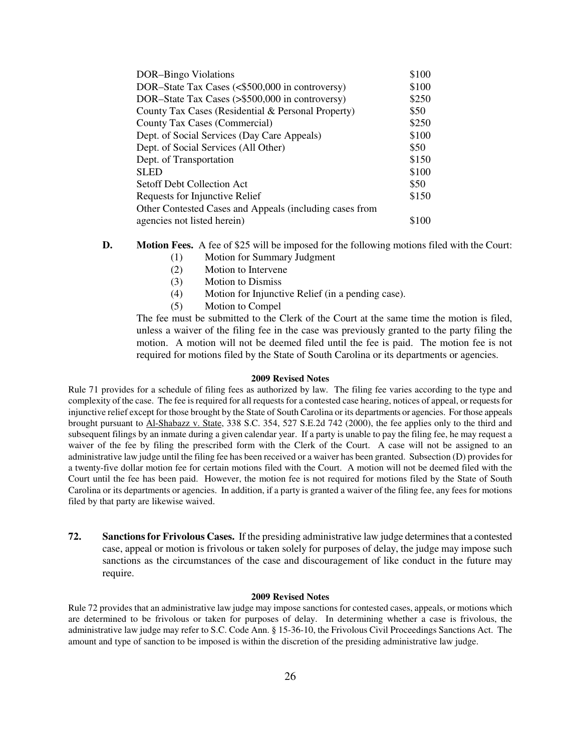| | |
|---|---|
| DOR–Bingo Violations | $100 |
| DOR–State Tax Cases (<$500,000 in controversy) | $100 |
| DOR–State Tax Cases (>$500,000 in controversy) | $250 |
| County Tax Cases (Residential & Personal Property) | $50 |
| County Tax Cases (Commercial) | $250 |
| Dept. of Social Services (Day Care Appeals) | $100 |
| Dept. of Social Services (All Other) | $50 |
| Dept. of Transportation | $150 |
| SLED | $100 |
| Setoff Debt Collection Act | $50 |
| Requests for Injunctive Relief | $150 |
| Other Contested Cases and Appeals (including cases from agencies not listed herein) | $100 |

**D. Motion Fees.** A fee of $25 will be imposed for the following motions filed with the Court:

(1) Motion for Summary Judgment
(2) Motion to Intervene
(3) Motion to Dismiss
(4) Motion for Injunctive Relief (in a pending case).
(5) Motion to Compel

The fee must be submitted to the Clerk of the Court at the same time the motion is filed, unless a waiver of the filing fee in the case was previously granted to the party filing the motion. A motion will not be deemed filed until the fee is paid. The motion fee is not required for motions filed by the State of South Carolina or its departments or agencies.

**2009 Revised Notes**

Rule 71 provides for a schedule of filing fees as authorized by law. The filing fee varies according to the type and complexity of the case. The fee is required for all requests for a contested case hearing, notices of appeal, or requests for injunctive relief except for those brought by the State of South Carolina or its departments or agencies. For those appeals brought pursuant to Al-Shabazz v. State, 338 S.C. 354, 527 S.E.2d 742 (2000), the fee applies only to the third and subsequent filings by an inmate during a given calendar year. If a party is unable to pay the filing fee, he may request a waiver of the fee by filing the prescribed form with the Clerk of the Court. A case will not be assigned to an administrative law judge until the filing fee has been received or a waiver has been granted. Subsection (D) provides for a twenty-five dollar motion fee for certain motions filed with the Court. A motion will not be deemed filed with the Court until the fee has been paid. However, the motion fee is not required for motions filed by the State of South Carolina or its departments or agencies. In addition, if a party is granted a waiver of the filing fee, any fees for motions filed by that party are likewise waived.

**72. Sanctions for Frivolous Cases.** If the presiding administrative law judge determines that a contested case, appeal or motion is frivolous or taken solely for purposes of delay, the judge may impose such sanctions as the circumstances of the case and discouragement of like conduct in the future may require.

**2009 Revised Notes**

Rule 72 provides that an administrative law judge may impose sanctions for contested cases, appeals, or motions which are determined to be frivolous or taken for purposes of delay. In determining whether a case is frivolous, the administrative law judge may refer to S.C. Code Ann. § 15-36-10, the Frivolous Civil Proceedings Sanctions Act. The amount and type of sanction to be imposed is within the discretion of the presiding administrative law judge.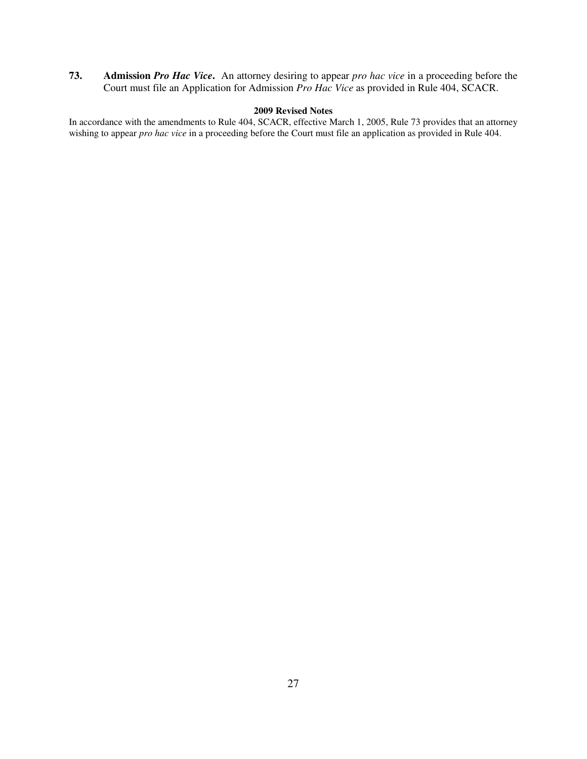**73. Admission *Pro Hac Vice*.** An attorney desiring to appear *pro hac vice* in a proceeding before the Court must file an Application for Admission *Pro Hac Vice* as provided in Rule 404, SCACR.

**2009 Revised Notes**

In accordance with the amendments to Rule 404, SCACR, effective March 1, 2005, Rule 73 provides that an attorney wishing to appear *pro hac vice* in a proceeding before the Court must file an application as provided in Rule 404.